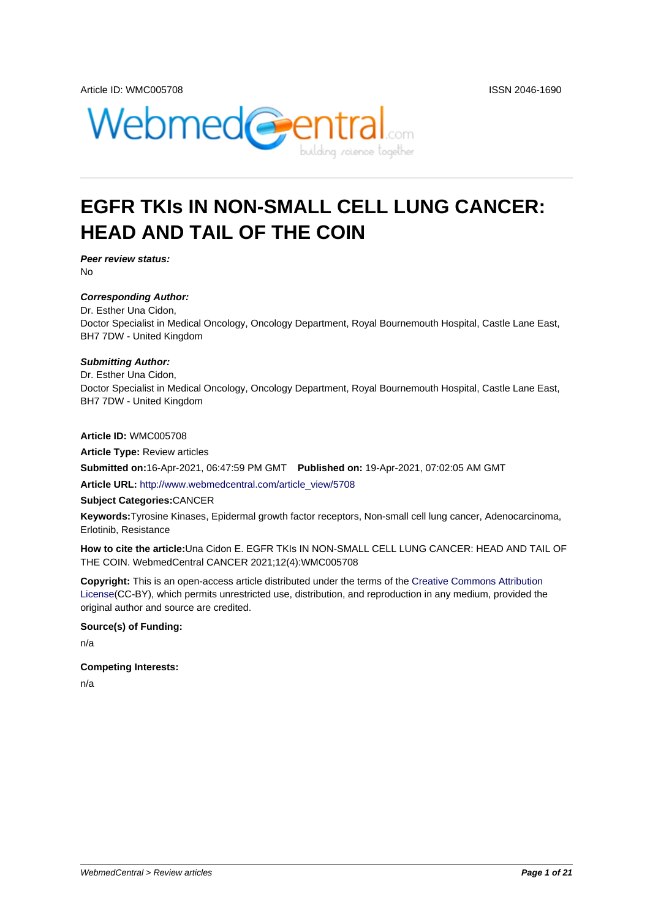Article ID: WMC005708

ISSN 2046-1690

# EGFR TKIs IN NON-SMALL CELL LUNG CANCER: HEAD AND TAIL OF THE COIN

***Peer review status:***

No

***Corresponding Author:***

Dr. Esther Una Cidon,
Doctor Specialist in Medical Oncology, Oncology Department, Royal Bournemouth Hospital, Castle Lane East, BH7 7DW - United Kingdom

***Submitting Author:***

Dr. Esther Una Cidon,
Doctor Specialist in Medical Oncology, Oncology Department, Royal Bournemouth Hospital, Castle Lane East, BH7 7DW - United Kingdom

**Article ID:** WMC005708

**Article Type:** Review articles

**Submitted on:**16-Apr-2021, 06:47:59 PM GMT **Published on:** 19-Apr-2021, 07:02:05 AM GMT

**Article URL:** http://www.webmedcentral.com/article_view/5708

**Subject Categories:**CANCER

**Keywords:**Tyrosine Kinases, Epidermal growth factor receptors, Non-small cell lung cancer, Adenocarcinoma, Erlotinib, Resistance

**How to cite the article:**Una Cidon E. EGFR TKIs IN NON-SMALL CELL LUNG CANCER: HEAD AND TAIL OF THE COIN. WebmedCentral CANCER 2021;12(4):WMC005708

**Copyright:** This is an open-access article distributed under the terms of the Creative Commons Attribution License(CC-BY), which permits unrestricted use, distribution, and reproduction in any medium, provided the original author and source are credited.

**Source(s) of Funding:**

n/a

**Competing Interests:**

n/a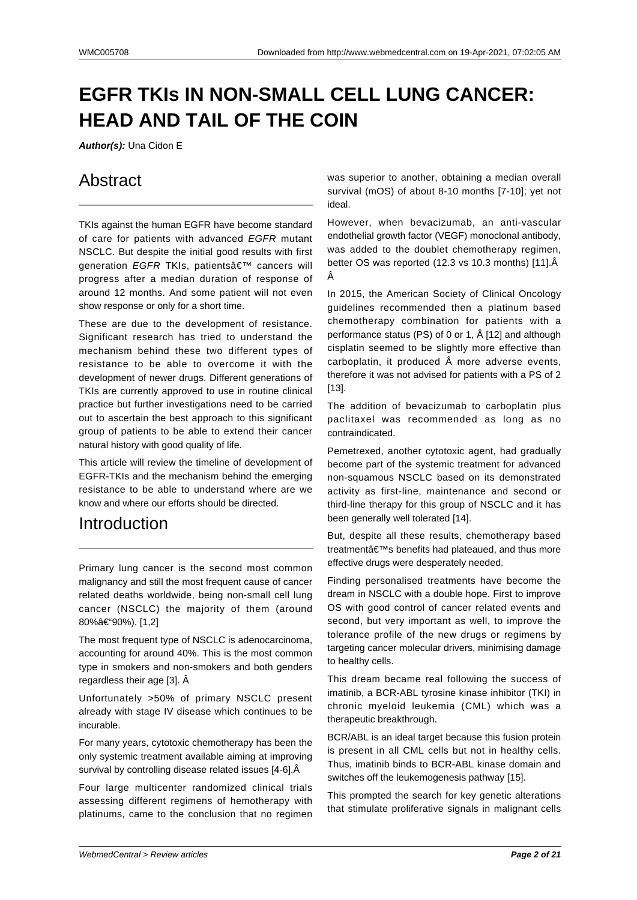# EGFR TKIs IN NON-SMALL CELL LUNG CANCER: HEAD AND TAIL OF THE COIN

***Author(s):*** Una Cidon E

## Abstract

TKIs against the human EGFR have become standard of care for patients with advanced *EGFR* mutant NSCLC. But despite the initial good results with first generation *EGFR* TKIs, patientsâ€™ cancers will progress after a median duration of response of around 12 months. And some patient will not even show response or only for a short time.

These are due to the development of resistance. Significant research has tried to understand the mechanism behind these two different types of resistance to be able to overcome it with the development of newer drugs. Different generations of TKIs are currently approved to use in routine clinical practice but further investigations need to be carried out to ascertain the best approach to this significant group of patients to be able to extend their cancer natural history with good quality of life.

This article will review the timeline of development of EGFR-TKIs and the mechanism behind the emerging resistance to be able to understand where are we know and where our efforts should be directed.

## Introduction

Primary lung cancer is the second most common malignancy and still the most frequent cause of cancer related deaths worldwide, being non-small cell lung cancer (NSCLC) the majority of them (around 80%â€“90%). [1,2]

The most frequent type of NSCLC is adenocarcinoma, accounting for around 40%. This is the most common type in smokers and non-smokers and both genders regardless their age [3]. Â

Unfortunately >50% of primary NSCLC present already with stage IV disease which continues to be incurable.

For many years, cytotoxic chemotherapy has been the only systemic treatment available aiming at improving survival by controlling disease related issues [4-6].Â

Four large multicenter randomized clinical trials assessing different regimens of hemotherapy with platinums, came to the conclusion that no regimen was superior to another, obtaining a median overall survival (mOS) of about 8-10 months [7-10]; yet not ideal.

However, when bevacizumab, an anti-vascular endothelial growth factor (VEGF) monoclonal antibody, was added to the doublet chemotherapy regimen, better OS was reported (12.3 vs 10.3 months) [11].Â Â

In 2015, the American Society of Clinical Oncology guidelines recommended then a platinum based chemotherapy combination for patients with a performance status (PS) of 0 or 1, Â [12] and although cisplatin seemed to be slightly more effective than carboplatin, it produced Â more adverse events, therefore it was not advised for patients with a PS of 2 [13].

The addition of bevacizumab to carboplatin plus paclitaxel was recommended as long as no contraindicated.

Pemetrexed, another cytotoxic agent, had gradually become part of the systemic treatment for advanced non-squamous NSCLC based on its demonstrated activity as first-line, maintenance and second or third-line therapy for this group of NSCLC and it has been generally well tolerated [14].

But, despite all these results, chemotherapy based treatmentâ€™s benefits had plateaued, and thus more effective drugs were desperately needed.

Finding personalised treatments have become the dream in NSCLC with a double hope. First to improve OS with good control of cancer related events and second, but very important as well, to improve the tolerance profile of the new drugs or regimens by targeting cancer molecular drivers, minimising damage to healthy cells.

This dream became real following the success of imatinib, a BCR-ABL tyrosine kinase inhibitor (TKI) in chronic myeloid leukemia (CML) which was a therapeutic breakthrough.

BCR/ABL is an ideal target because this fusion protein is present in all CML cells but not in healthy cells. Thus, imatinib binds to BCR-ABL kinase domain and switches off the leukemogenesis pathway [15].

This prompted the search for key genetic alterations that stimulate proliferative signals in malignant cells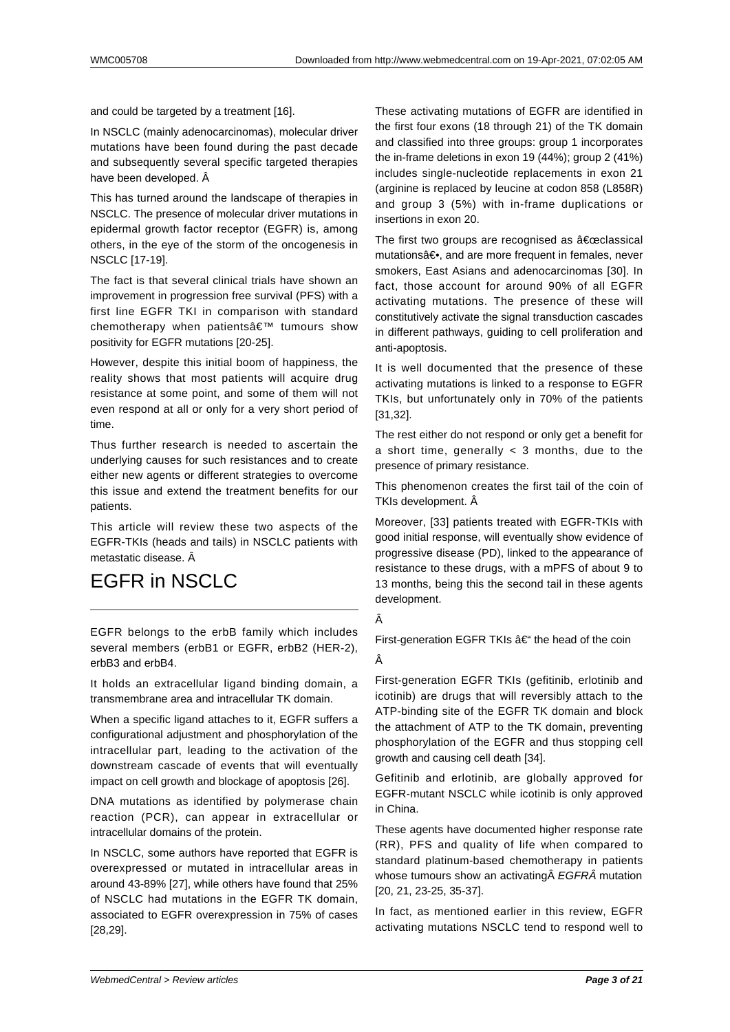and could be targeted by a treatment [16].

In NSCLC (mainly adenocarcinomas), molecular driver mutations have been found during the past decade and subsequently several specific targeted therapies have been developed. Â

This has turned around the landscape of therapies in NSCLC. The presence of molecular driver mutations in epidermal growth factor receptor (EGFR) is, among others, in the eye of the storm of the oncogenesis in NSCLC [17-19].

The fact is that several clinical trials have shown an improvement in progression free survival (PFS) with a first line EGFR TKI in comparison with standard chemotherapy when patientsâ€™ tumours show positivity for EGFR mutations [20-25].

However, despite this initial boom of happiness, the reality shows that most patients will acquire drug resistance at some point, and some of them will not even respond at all or only for a very short period of time.

Thus further research is needed to ascertain the underlying causes for such resistances and to create either new agents or different strategies to overcome this issue and extend the treatment benefits for our patients.

This article will review these two aspects of the EGFR-TKIs (heads and tails) in NSCLC patients with metastatic disease. Â

# EGFR in NSCLC

EGFR belongs to the erbB family which includes several members (erbB1 or EGFR, erbB2 (HER-2), erbB3 and erbB4.

It holds an extracellular ligand binding domain, a transmembrane area and intracellular TK domain.

When a specific ligand attaches to it, EGFR suffers a configurational adjustment and phosphorylation of the intracellular part, leading to the activation of the downstream cascade of events that will eventually impact on cell growth and blockage of apoptosis [26].

DNA mutations as identified by polymerase chain reaction (PCR), can appear in extracellular or intracellular domains of the protein.

In NSCLC, some authors have reported that EGFR is overexpressed or mutated in intracellular areas in around 43-89% [27], while others have found that 25% of NSCLC had mutations in the EGFR TK domain, associated to EGFR overexpression in 75% of cases [28,29].

These activating mutations of EGFR are identified in the first four exons (18 through 21) of the TK domain and classified into three groups: group 1 incorporates the in-frame deletions in exon 19 (44%); group 2 (41%) includes single-nucleotide replacements in exon 21 (arginine is replaced by leucine at codon 858 (L858R) and group 3 (5%) with in-frame duplications or insertions in exon 20.

The first two groups are recognised as â€œclassical mutationsâ€•, and are more frequent in females, never smokers, East Asians and adenocarcinomas [30]. In fact, those account for around 90% of all EGFR activating mutations. The presence of these will constitutively activate the signal transduction cascades in different pathways, guiding to cell proliferation and anti-apoptosis.

It is well documented that the presence of these activating mutations is linked to a response to EGFR TKIs, but unfortunately only in 70% of the patients [31,32].

The rest either do not respond or only get a benefit for a short time, generally < 3 months, due to the presence of primary resistance.

This phenomenon creates the first tail of the coin of TKIs development. Â

Moreover, [33] patients treated with EGFR-TKIs with good initial response, will eventually show evidence of progressive disease (PD), linked to the appearance of resistance to these drugs, with a mPFS of about 9 to 13 months, being this the second tail in these agents development.

Â

First-generation EGFR TKIs â€“ the head of the coin

Â

First-generation EGFR TKIs (gefitinib, erlotinib and icotinib) are drugs that will reversibly attach to the ATP-binding site of the EGFR TK domain and block the attachment of ATP to the TK domain, preventing phosphorylation of the EGFR and thus stopping cell growth and causing cell death [34].

Gefitinib and erlotinib, are globally approved for EGFR-mutant NSCLC while icotinib is only approved in China.

These agents have documented higher response rate (RR), PFS and quality of life when compared to standard platinum-based chemotherapy in patients whose tumours show an activatingÂ *EGFRÂ* mutation [20, 21, 23-25, 35-37].

In fact, as mentioned earlier in this review, EGFR activating mutations NSCLC tend to respond well to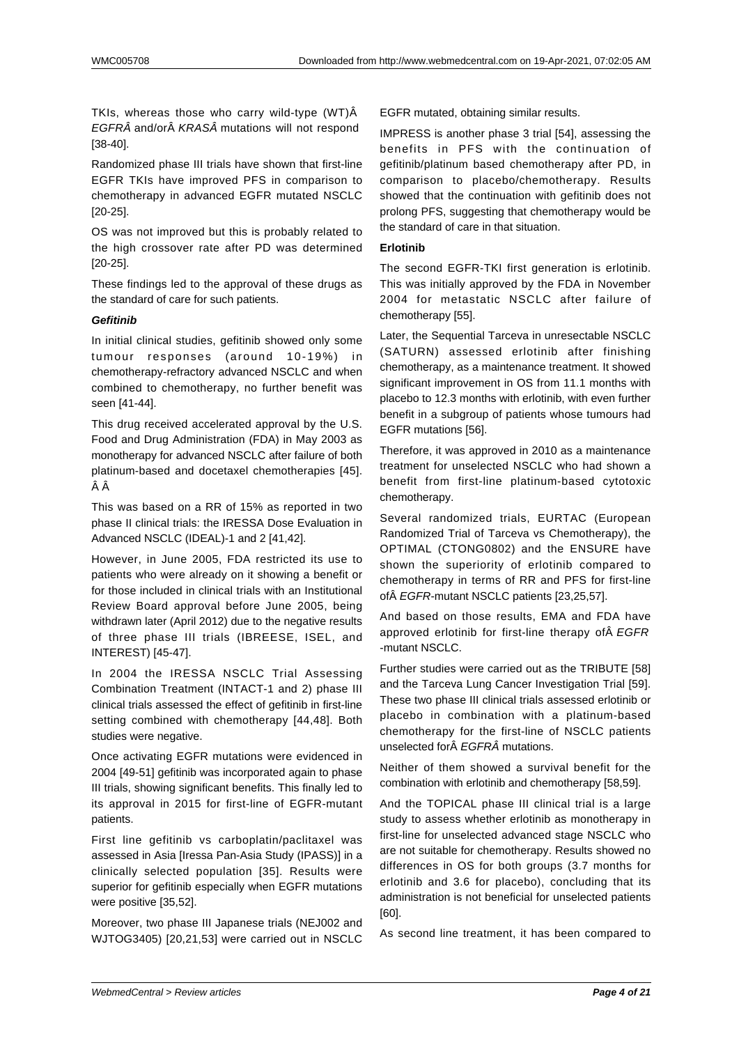TKIs, whereas those who carry wild-type (WT)Â *EGFRÂ* and/orÂ *KRASÂ* mutations will not respond [38-40].

Randomized phase III trials have shown that first-line EGFR TKIs have improved PFS in comparison to chemotherapy in advanced EGFR mutated NSCLC [20-25].

OS was not improved but this is probably related to the high crossover rate after PD was determined [20-25].

These findings led to the approval of these drugs as the standard of care for such patients.

***Gefitinib***

In initial clinical studies, gefitinib showed only some tumour responses (around 10-19%) in chemotherapy-refractory advanced NSCLC and when combined to chemotherapy, no further benefit was seen [41-44].

This drug received accelerated approval by the U.S. Food and Drug Administration (FDA) in May 2003 as monotherapy for advanced NSCLC after failure of both platinum-based and docetaxel chemotherapies [45]. Â Â

This was based on a RR of 15% as reported in two phase II clinical trials: the IRESSA Dose Evaluation in Advanced NSCLC (IDEAL)-1 and 2 [41,42].

However, in June 2005, FDA restricted its use to patients who were already on it showing a benefit or for those included in clinical trials with an Institutional Review Board approval before June 2005, being withdrawn later (April 2012) due to the negative results of three phase III trials (IBREESE, ISEL, and INTEREST) [45-47].

In 2004 the IRESSA NSCLC Trial Assessing Combination Treatment (INTACT-1 and 2) phase III clinical trials assessed the effect of gefitinib in first-line setting combined with chemotherapy [44,48]. Both studies were negative.

Once activating EGFR mutations were evidenced in 2004 [49-51] gefitinib was incorporated again to phase III trials, showing significant benefits. This finally led to its approval in 2015 for first-line of EGFR-mutant patients.

First line gefitinib vs carboplatin/paclitaxel was assessed in Asia [Iressa Pan-Asia Study (IPASS)] in a clinically selected population [35]. Results were superior for gefitinib especially when EGFR mutations were positive [35,52].

Moreover, two phase III Japanese trials (NEJ002 and WJTOG3405) [20,21,53] were carried out in NSCLC EGFR mutated, obtaining similar results.

IMPRESS is another phase 3 trial [54], assessing the benefits in PFS with the continuation of gefitinib/platinum based chemotherapy after PD, in comparison to placebo/chemotherapy. Results showed that the continuation with gefitinib does not prolong PFS, suggesting that chemotherapy would be the standard of care in that situation.

**Erlotinib**

The second EGFR-TKI first generation is erlotinib. This was initially approved by the FDA in November 2004 for metastatic NSCLC after failure of chemotherapy [55].

Later, the Sequential Tarceva in unresectable NSCLC (SATURN) assessed erlotinib after finishing chemotherapy, as a maintenance treatment. It showed significant improvement in OS from 11.1 months with placebo to 12.3 months with erlotinib, with even further benefit in a subgroup of patients whose tumours had EGFR mutations [56].

Therefore, it was approved in 2010 as a maintenance treatment for unselected NSCLC who had shown a benefit from first-line platinum-based cytotoxic chemotherapy.

Several randomized trials, EURTAC (European Randomized Trial of Tarceva vs Chemotherapy), the OPTIMAL (CTONG0802) and the ENSURE have shown the superiority of erlotinib compared to chemotherapy in terms of RR and PFS for first-line ofÂ *EGFR*-mutant NSCLC patients [23,25,57].

And based on those results, EMA and FDA have approved erlotinib for first-line therapy ofÂ *EGFR* -mutant NSCLC.

Further studies were carried out as the TRIBUTE [58] and the Tarceva Lung Cancer Investigation Trial [59]. These two phase III clinical trials assessed erlotinib or placebo in combination with a platinum-based chemotherapy for the first-line of NSCLC patients unselected forÂ *EGFRÂ* mutations.

Neither of them showed a survival benefit for the combination with erlotinib and chemotherapy [58,59].

And the TOPICAL phase III clinical trial is a large study to assess whether erlotinib as monotherapy in first-line for unselected advanced stage NSCLC who are not suitable for chemotherapy. Results showed no differences in OS for both groups (3.7 months for erlotinib and 3.6 for placebo), concluding that its administration is not beneficial for unselected patients [60].

As second line treatment, it has been compared to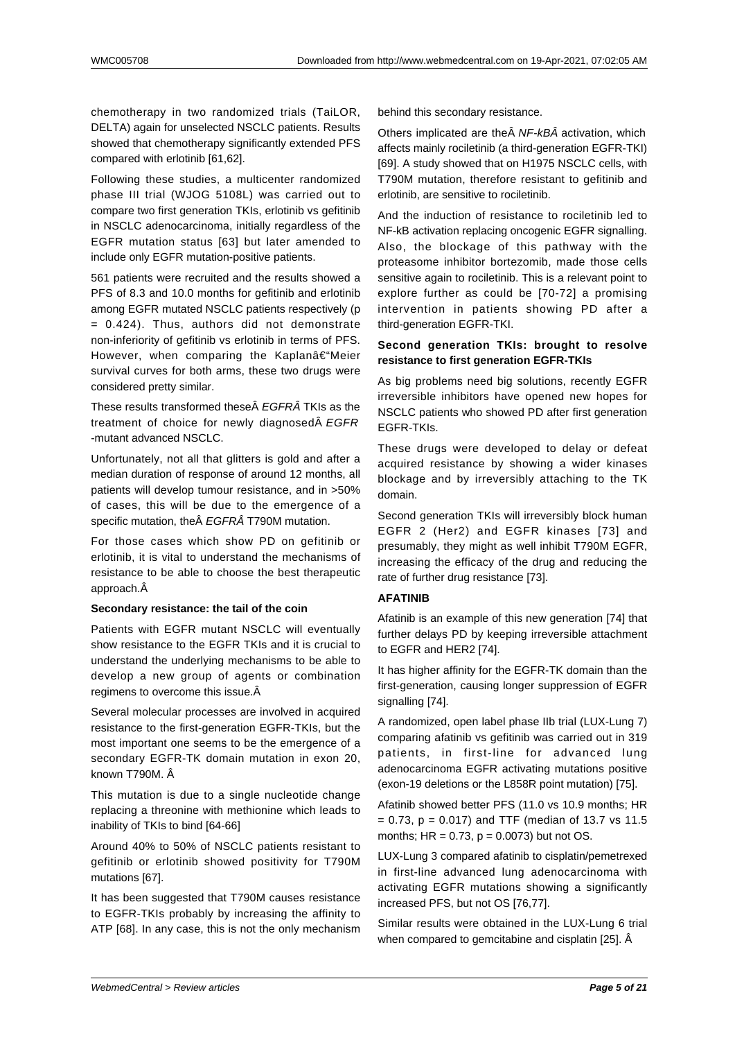chemotherapy in two randomized trials (TaiLOR, DELTA) again for unselected NSCLC patients. Results showed that chemotherapy significantly extended PFS compared with erlotinib [61,62].

Following these studies, a multicenter randomized phase III trial (WJOG 5108L) was carried out to compare two first generation TKIs, erlotinib vs gefitinib in NSCLC adenocarcinoma, initially regardless of the EGFR mutation status [63] but later amended to include only EGFR mutation-positive patients.

561 patients were recruited and the results showed a PFS of 8.3 and 10.0 months for gefitinib and erlotinib among EGFR mutated NSCLC patients respectively (p = 0.424). Thus, authors did not demonstrate non-inferiority of gefitinib vs erlotinib in terms of PFS. However, when comparing the Kaplanâ€"Meier survival curves for both arms, these two drugs were considered pretty similar.

These results transformed theseÂ *EGFRÂ* TKIs as the treatment of choice for newly diagnosedÂ *EGFR* -mutant advanced NSCLC.

Unfortunately, not all that glitters is gold and after a median duration of response of around 12 months, all patients will develop tumour resistance, and in >50% of cases, this will be due to the emergence of a specific mutation, theÂ *EGFRÂ* T790M mutation.

For those cases which show PD on gefitinib or erlotinib, it is vital to understand the mechanisms of resistance to be able to choose the best therapeutic approach.Â

**Secondary resistance: the tail of the coin**

Patients with EGFR mutant NSCLC will eventually show resistance to the EGFR TKIs and it is crucial to understand the underlying mechanisms to be able to develop a new group of agents or combination regimens to overcome this issue.Â

Several molecular processes are involved in acquired resistance to the first-generation EGFR-TKIs, but the most important one seems to be the emergence of a secondary EGFR-TK domain mutation in exon 20, known T790M. Â

This mutation is due to a single nucleotide change replacing a threonine with methionine which leads to inability of TKIs to bind [64-66]

Around 40% to 50% of NSCLC patients resistant to gefitinib or erlotinib showed positivity for T790M mutations [67].

It has been suggested that T790M causes resistance to EGFR-TKIs probably by increasing the affinity to ATP [68]. In any case, this is not the only mechanism behind this secondary resistance.

Others implicated are theÂ *NF-kBÂ* activation, which affects mainly rociletinib (a third-generation EGFR-TKI) [69]. A study showed that on H1975 NSCLC cells, with T790M mutation, therefore resistant to gefitinib and erlotinib, are sensitive to rociletinib.

And the induction of resistance to rociletinib led to NF-kB activation replacing oncogenic EGFR signalling. Also, the blockage of this pathway with the proteasome inhibitor bortezomib, made those cells sensitive again to rociletinib. This is a relevant point to explore further as could be [70-72] a promising intervention in patients showing PD after a third-generation EGFR-TKI.

**Second generation TKIs: brought to resolve resistance to first generation EGFR-TKIs**

As big problems need big solutions, recently EGFR irreversible inhibitors have opened new hopes for NSCLC patients who showed PD after first generation EGFR-TKIs.

These drugs were developed to delay or defeat acquired resistance by showing a wider kinases blockage and by irreversibly attaching to the TK domain.

Second generation TKIs will irreversibly block human EGFR 2 (Her2) and EGFR kinases [73] and presumably, they might as well inhibit T790M EGFR, increasing the efficacy of the drug and reducing the rate of further drug resistance [73].

**AFATINIB**

Afatinib is an example of this new generation [74] that further delays PD by keeping irreversible attachment to EGFR and HER2 [74].

It has higher affinity for the EGFR-TK domain than the first-generation, causing longer suppression of EGFR signalling [74].

A randomized, open label phase IIb trial (LUX-Lung 7) comparing afatinib vs gefitinib was carried out in 319 patients, in first-line for advanced lung adenocarcinoma EGFR activating mutations positive (exon-19 deletions or the L858R point mutation) [75].

Afatinib showed better PFS (11.0 vs 10.9 months; HR = 0.73, p = 0.017) and TTF (median of 13.7 vs 11.5 months; HR = 0.73, p = 0.0073) but not OS.

LUX-Lung 3 compared afatinib to cisplatin/pemetrexed in first-line advanced lung adenocarcinoma with activating EGFR mutations showing a significantly increased PFS, but not OS [76,77].

Similar results were obtained in the LUX-Lung 6 trial when compared to gemcitabine and cisplatin [25]. Â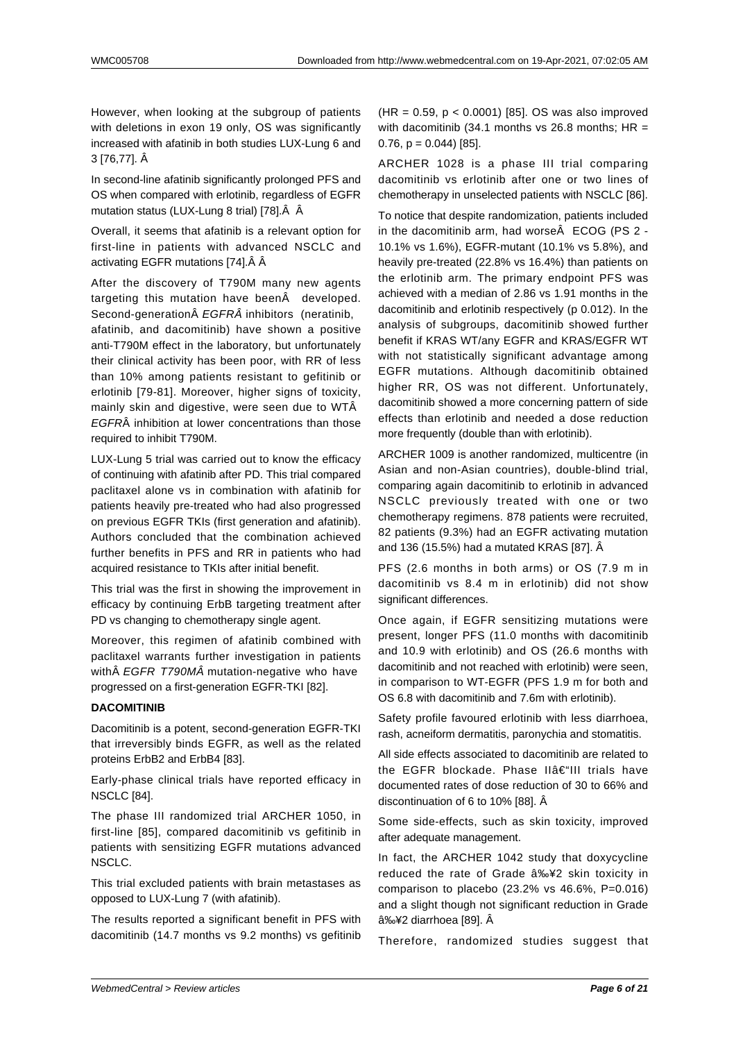However, when looking at the subgroup of patients with deletions in exon 19 only, OS was significantly increased with afatinib in both studies LUX-Lung 6 and 3 [76,77]. Â

In second-line afatinib significantly prolonged PFS and OS when compared with erlotinib, regardless of EGFR mutation status (LUX-Lung 8 trial) [78].Â Â

Overall, it seems that afatinib is a relevant option for first-line in patients with advanced NSCLC and activating EGFR mutations [74].Â Â

After the discovery of T790M many new agents targeting this mutation have beenÂ developed. Second-generationÂ *EGFRÂ* inhibitors (neratinib, afatinib, and dacomitinib) have shown a positive anti-T790M effect in the laboratory, but unfortunately their clinical activity has been poor, with RR of less than 10% among patients resistant to gefitinib or erlotinib [79-81]. Moreover, higher signs of toxicity, mainly skin and digestive, were seen due to WTÂ *EGFR*Â inhibition at lower concentrations than those required to inhibit T790M.

LUX-Lung 5 trial was carried out to know the efficacy of continuing with afatinib after PD. This trial compared paclitaxel alone vs in combination with afatinib for patients heavily pre-treated who had also progressed on previous EGFR TKIs (first generation and afatinib). Authors concluded that the combination achieved further benefits in PFS and RR in patients who had acquired resistance to TKIs after initial benefit.

This trial was the first in showing the improvement in efficacy by continuing ErbB targeting treatment after PD vs changing to chemotherapy single agent.

Moreover, this regimen of afatinib combined with paclitaxel warrants further investigation in patients withÂ *EGFR T790MÂ* mutation-negative who have progressed on a first-generation EGFR-TKI [82].

**DACOMITINIB**

Dacomitinib is a potent, second-generation EGFR-TKI that irreversibly binds EGFR, as well as the related proteins ErbB2 and ErbB4 [83].

Early-phase clinical trials have reported efficacy in NSCLC [84].

The phase III randomized trial ARCHER 1050, in first-line [85], compared dacomitinib vs gefitinib in patients with sensitizing EGFR mutations advanced NSCLC.

This trial excluded patients with brain metastases as opposed to LUX-Lung 7 (with afatinib).

The results reported a significant benefit in PFS with dacomitinib (14.7 months vs 9.2 months) vs gefitinib (HR = 0.59, $p < 0.0001$) [85]. OS was also improved with dacomitinib (34.1 months vs 26.8 months; HR = 0.76, $p = 0.044$) [85].

ARCHER 1028 is a phase III trial comparing dacomitinib vs erlotinib after one or two lines of chemotherapy in unselected patients with NSCLC [86].

To notice that despite randomization, patients included in the dacomitinib arm, had worseÂ ECOG (PS 2 - 10.1% vs 1.6%), EGFR-mutant (10.1% vs 5.8%), and heavily pre-treated (22.8% vs 16.4%) than patients on the erlotinib arm. The primary endpoint PFS was achieved with a median of 2.86 vs 1.91 months in the dacomitinib and erlotinib respectively (p 0.012). In the analysis of subgroups, dacomitinib showed further benefit if KRAS WT/any EGFR and KRAS/EGFR WT with not statistically significant advantage among EGFR mutations. Although dacomitinib obtained higher RR, OS was not different. Unfortunately, dacomitinib showed a more concerning pattern of side effects than erlotinib and needed a dose reduction more frequently (double than with erlotinib).

ARCHER 1009 is another randomized, multicentre (in Asian and non-Asian countries), double-blind trial, comparing again dacomitinib to erlotinib in advanced NSCLC previously treated with one or two chemotherapy regimens. 878 patients were recruited, 82 patients (9.3%) had an EGFR activating mutation and 136 (15.5%) had a mutated KRAS [87]. Â

PFS (2.6 months in both arms) or OS (7.9 m in dacomitinib vs 8.4 m in erlotinib) did not show significant differences.

Once again, if EGFR sensitizing mutations were present, longer PFS (11.0 months with dacomitinib and 10.9 with erlotinib) and OS (26.6 months with dacomitinib and not reached with erlotinib) were seen, in comparison to WT-EGFR (PFS 1.9 m for both and OS 6.8 with dacomitinib and 7.6m with erlotinib).

Safety profile favoured erlotinib with less diarrhoea, rash, acneiform dermatitis, paronychia and stomatitis.

All side effects associated to dacomitinib are related to the EGFR blockade. Phase IIâ€"III trials have documented rates of dose reduction of 30 to 66% and discontinuation of 6 to 10% [88]. Â

Some side-effects, such as skin toxicity, improved after adequate management.

In fact, the ARCHER 1042 study that doxycycline reduced the rate of Grade â‰¥2 skin toxicity in comparison to placebo (23.2% vs 46.6%, P=0.016) and a slight though not significant reduction in Grade â‰¥2 diarrhoea [89]. Â

Therefore, randomized studies suggest that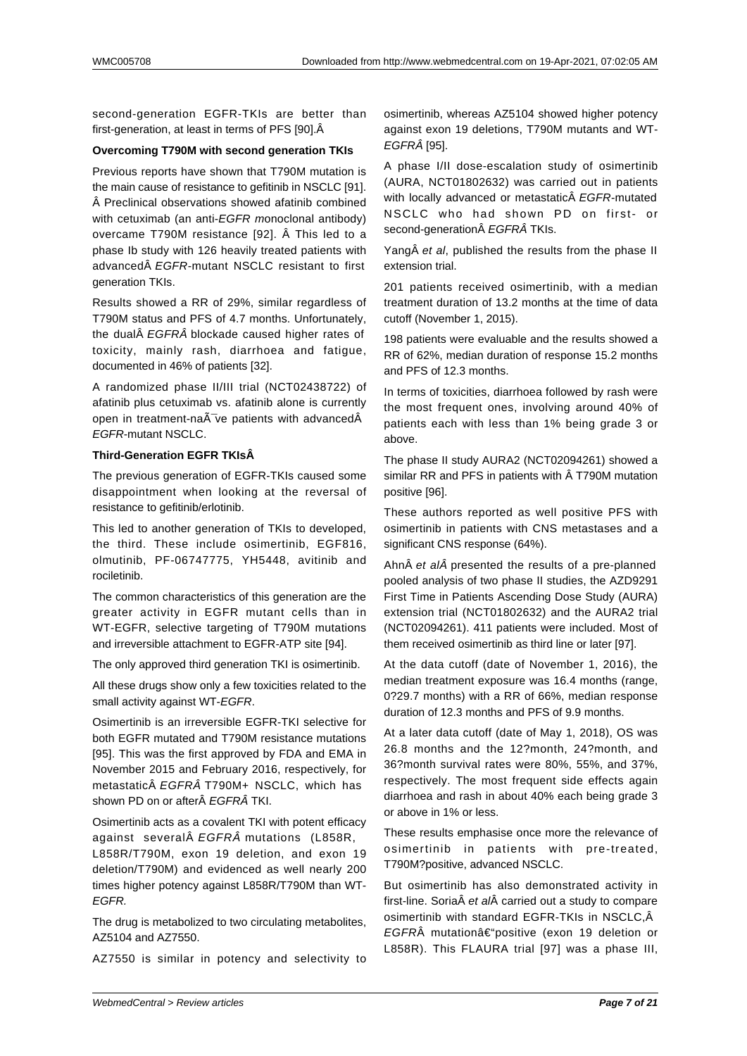second-generation EGFR-TKIs are better than first-generation, at least in terms of PFS [90].Â

**Overcoming T790M with second generation TKIs**

Previous reports have shown that T790M mutation is the main cause of resistance to gefitinib in NSCLC [91]. Â Preclinical observations showed afatinib combined with cetuximab (an anti-*EGFR m*onoclonal antibody) overcame T790M resistance [92]. Â This led to a phase Ib study with 126 heavily treated patients with advancedÂ *EGFR*-mutant NSCLC resistant to first generation TKIs.

Results showed a RR of 29%, similar regardless of T790M status and PFS of 4.7 months. Unfortunately, the dualÂ *EGFRÂ* blockade caused higher rates of toxicity, mainly rash, diarrhoea and fatigue, documented in 46% of patients [32].

A randomized phase II/III trial (NCT02438722) of afatinib plus cetuximab vs. afatinib alone is currently open in treatment-naÃ¯ve patients with advancedÂ *EGFR*-mutant NSCLC.

**Third-Generation EGFR TKIsÂ**

The previous generation of EGFR-TKIs caused some disappointment when looking at the reversal of resistance to gefitinib/erlotinib.

This led to another generation of TKIs to developed, the third. These include osimertinib, EGF816, olmutinib, PF-06747775, YH5448, avitinib and rociletinib.

The common characteristics of this generation are the greater activity in EGFR mutant cells than in WT-EGFR, selective targeting of T790M mutations and irreversible attachment to EGFR-ATP site [94].

The only approved third generation TKI is osimertinib.

All these drugs show only a few toxicities related to the small activity against WT-*EGFR*.

Osimertinib is an irreversible EGFR-TKI selective for both EGFR mutated and T790M resistance mutations [95]. This was the first approved by FDA and EMA in November 2015 and February 2016, respectively, for metastaticÂ *EGFRÂ* T790M+ NSCLC, which has shown PD on or afterÂ *EGFRÂ* TKI.

Osimertinib acts as a covalent TKI with potent efficacy against severalÂ *EGFRÂ* mutations (L858R, L858R/T790M, exon 19 deletion, and exon 19 deletion/T790M) and evidenced as well nearly 200 times higher potency against L858R/T790M than WT-*EGFR*.

The drug is metabolized to two circulating metabolites, AZ5104 and AZ7550.

AZ7550 is similar in potency and selectivity to osimertinib, whereas AZ5104 showed higher potency against exon 19 deletions, T790M mutants and WT-*EGFRÂ* [95].

A phase I/II dose-escalation study of osimertinib (AURA, NCT01802632) was carried out in patients with locally advanced or metastaticÂ *EGFR*-mutated NSCLC who had shown PD on first- or second-generationÂ *EGFRÂ* TKIs.

YangÂ *et al*, published the results from the phase II extension trial.

201 patients received osimertinib, with a median treatment duration of 13.2 months at the time of data cutoff (November 1, 2015).

198 patients were evaluable and the results showed a RR of 62%, median duration of response 15.2 months and PFS of 12.3 months.

In terms of toxicities, diarrhoea followed by rash were the most frequent ones, involving around 40% of patients each with less than 1% being grade 3 or above.

The phase II study AURA2 (NCT02094261) showed a similar RR and PFS in patients with Â T790M mutation positive [96].

These authors reported as well positive PFS with osimertinib in patients with CNS metastases and a significant CNS response (64%).

AhnÂ *et alÂ* presented the results of a pre-planned pooled analysis of two phase II studies, the AZD9291 First Time in Patients Ascending Dose Study (AURA) extension trial (NCT01802632) and the AURA2 trial (NCT02094261). 411 patients were included. Most of them received osimertinib as third line or later [97].

At the data cutoff (date of November 1, 2016), the median treatment exposure was 16.4 months (range, 0?29.7 months) with a RR of 66%, median response duration of 12.3 months and PFS of 9.9 months.

At a later data cutoff (date of May 1, 2018), OS was 26.8 months and the 12?month, 24?month, and 36?month survival rates were 80%, 55%, and 37%, respectively. The most frequent side effects again diarrhoea and rash in about 40% each being grade 3 or above in 1% or less.

These results emphasise once more the relevance of osimertinib in patients with pre-treated, T790M?positive, advanced NSCLC.

But osimertinib has also demonstrated activity in first-line. SoriaÂ *et al*Â carried out a study to compare osimertinib with standard EGFR-TKIs in NSCLC,Â *EGFR*Â mutationâ€"positive (exon 19 deletion or L858R). This FLAURA trial [97] was a phase III,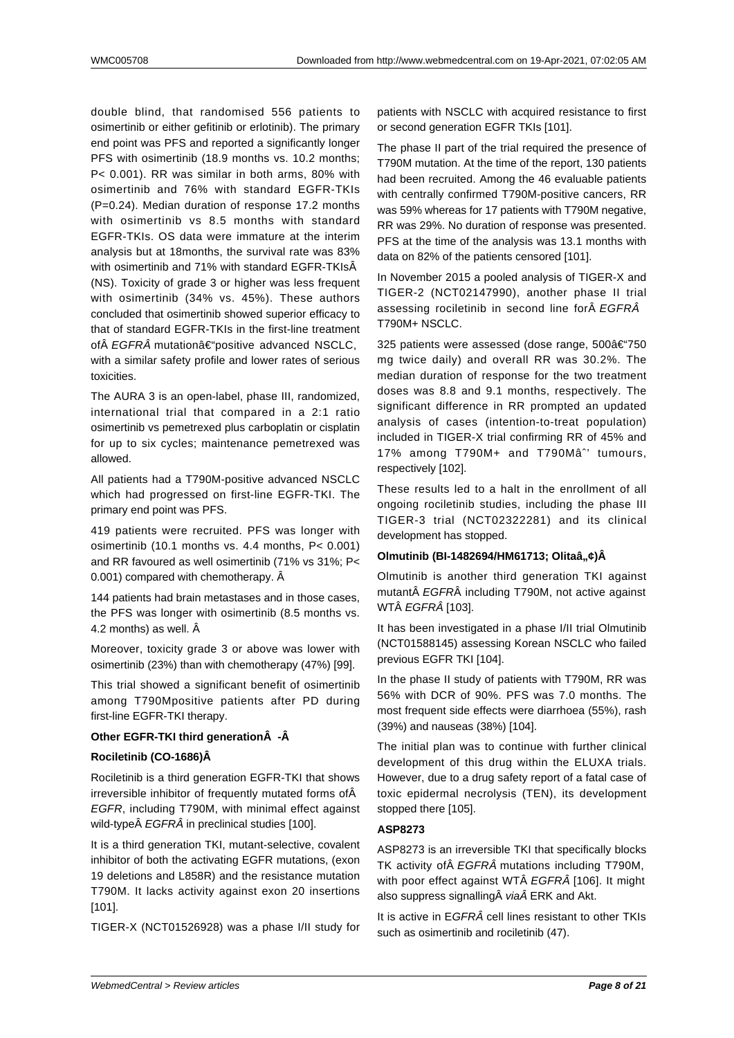double blind, that randomised 556 patients to osimertinib or either gefitinib or erlotinib). The primary end point was PFS and reported a significantly longer PFS with osimertinib (18.9 months vs. 10.2 months; P< 0.001). RR was similar in both arms, 80% with osimertinib and 76% with standard EGFR-TKIs (P=0.24). Median duration of response 17.2 months with osimertinib vs 8.5 months with standard EGFR-TKIs. OS data were immature at the interim analysis but at 18months, the survival rate was 83% with osimertinib and 71% with standard EGFR-TKIsÂ (NS). Toxicity of grade 3 or higher was less frequent with osimertinib (34% vs. 45%). These authors concluded that osimertinib showed superior efficacy to that of standard EGFR-TKIs in the first-line treatment ofÂ *EGFRÂ* mutationâ€“positive advanced NSCLC, with a similar safety profile and lower rates of serious toxicities.

The AURA 3 is an open-label, phase III, randomized, international trial that compared in a 2:1 ratio osimertinib vs pemetrexed plus carboplatin or cisplatin for up to six cycles; maintenance pemetrexed was allowed.

All patients had a T790M-positive advanced NSCLC which had progressed on first-line EGFR-TKI. The primary end point was PFS.

419 patients were recruited. PFS was longer with osimertinib (10.1 months vs. 4.4 months, P< 0.001) and RR favoured as well osimertinib (71% vs 31%; P< 0.001) compared with chemotherapy. Â

144 patients had brain metastases and in those cases, the PFS was longer with osimertinib (8.5 months vs. 4.2 months) as well. Â

Moreover, toxicity grade 3 or above was lower with osimertinib (23%) than with chemotherapy (47%) [99].

This trial showed a significant benefit of osimertinib among T790Mpositive patients after PD during first-line EGFR-TKI therapy.

**Other EGFR-TKI third generationÂ -Â**

**Rociletinib (CO-1686)Â**

Rociletinib is a third generation EGFR-TKI that shows irreversible inhibitor of frequently mutated forms ofÂ *EGFR*, including T790M, with minimal effect against wild-typeÂ *EGFRÂ* in preclinical studies [100].

It is a third generation TKI, mutant-selective, covalent inhibitor of both the activating EGFR mutations, (exon 19 deletions and L858R) and the resistance mutation T790M. It lacks activity against exon 20 insertions [101].

TIGER-X (NCT01526928) was a phase I/II study for patients with NSCLC with acquired resistance to first or second generation EGFR TKIs [101].

The phase II part of the trial required the presence of T790M mutation. At the time of the report, 130 patients had been recruited. Among the 46 evaluable patients with centrally confirmed T790M-positive cancers, RR was 59% whereas for 17 patients with T790M negative, RR was 29%. No duration of response was presented. PFS at the time of the analysis was 13.1 months with data on 82% of the patients censored [101].

In November 2015 a pooled analysis of TIGER-X and TIGER-2 (NCT02147990), another phase II trial assessing rociletinib in second line forÂ *EGFRÂ* T790M+ NSCLC.

325 patients were assessed (dose range, 500â€“750 mg twice daily) and overall RR was 30.2%. The median duration of response for the two treatment doses was 8.8 and 9.1 months, respectively. The significant difference in RR prompted an updated analysis of cases (intention-to-treat population) included in TIGER-X trial confirming RR of 45% and 17% among T790M+ and T790Mâˆ' tumours, respectively [102].

These results led to a halt in the enrollment of all ongoing rociletinib studies, including the phase III TIGER-3 trial (NCT02322281) and its clinical development has stopped.

**Olmutinib (BI-1482694/HM61713; Olitaâ„¢)Â**

Olmutinib is another third generation TKI against mutantÂ *EGFR*Â including T790M, not active against WTÂ *EGFRÂ* [103].

It has been investigated in a phase I/II trial Olmutinib (NCT01588145) assessing Korean NSCLC who failed previous EGFR TKI [104].

In the phase II study of patients with T790M, RR was 56% with DCR of 90%. PFS was 7.0 months. The most frequent side effects were diarrhoea (55%), rash (39%) and nauseas (38%) [104].

The initial plan was to continue with further clinical development of this drug within the ELUXA trials. However, due to a drug safety report of a fatal case of toxic epidermal necrolysis (TEN), its development stopped there [105].

**ASP8273**

ASP8273 is an irreversible TKI that specifically blocks TK activity ofÂ *EGFRÂ* mutations including T790M, with poor effect against WTÂ *EGFRÂ* [106]. It might also suppress signallingÂ *viaÂ* ERK and Akt.

It is active in E*GFRÂ* cell lines resistant to other TKIs such as osimertinib and rociletinib (47).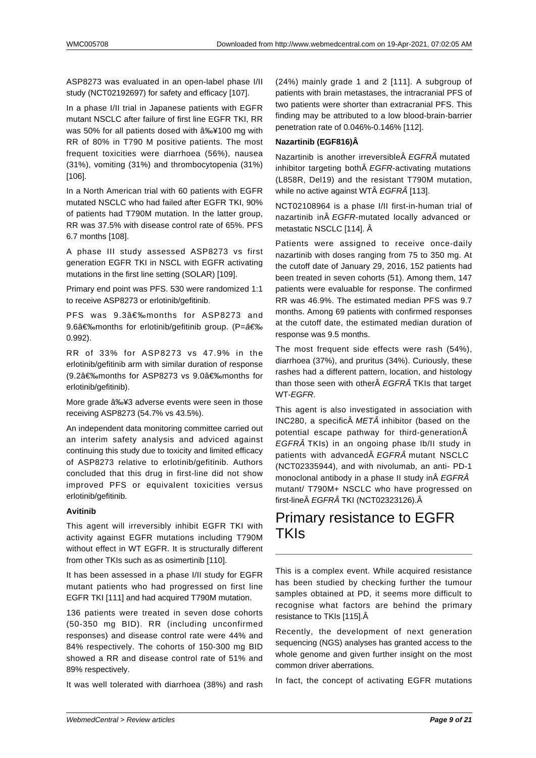ASP8273 was evaluated in an open-label phase I/II study (NCT02192697) for safety and efficacy [107].

In a phase I/II trial in Japanese patients with EGFR mutant NSCLC after failure of first line EGFR TKI, RR was 50% for all patients dosed with â‰¥100 mg with RR of 80% in T790 M positive patients. The most frequent toxicities were diarrhoea (56%), nausea (31%), vomiting (31%) and thrombocytopenia (31%) [106].

In a North American trial with 60 patients with EGFR mutated NSCLC who had failed after EGFR TKI, 90% of patients had T790M mutation. In the latter group, RR was 37.5% with disease control rate of 65%. PFS 6.7 months [108].

A phase III study assessed ASP8273 vs first generation EGFR TKI in NSCL with EGFR activating mutations in the first line setting (SOLAR) [109].

Primary end point was PFS. 530 were randomized 1:1 to receive ASP8273 or erlotinib/gefitinib.

PFS was 9.3â€‰months for ASP8273 and 9.6â€‰months for erlotinib/gefitinib group. (P=â€‰ 0.992).

RR of 33% for ASP8273 vs 47.9% in the erlotinib/gefitinib arm with similar duration of response (9.2â€‰months for ASP8273 vs 9.0â€‰months for erlotinib/gefitinib).

More grade â‰¥3 adverse events were seen in those receiving ASP8273 (54.7% vs 43.5%).

An independent data monitoring committee carried out an interim safety analysis and adviced against continuing this study due to toxicity and limited efficacy of ASP8273 relative to erlotinib/gefitinib. Authors concluded that this drug in first-line did not show improved PFS or equivalent toxicities versus erlotinib/gefitinib.

**Avitinib**

This agent will irreversibly inhibit EGFR TKI with activity against EGFR mutations including T790M without effect in WT EGFR. It is structurally different from other TKIs such as as osimertinib [110].

It has been assessed in a phase I/II study for EGFR mutant patients who had progressed on first line EGFR TKI [111] and had acquired T790M mutation.

136 patients were treated in seven dose cohorts (50-350 mg BID). RR (including unconfirmed responses) and disease control rate were 44% and 84% respectively. The cohorts of 150-300 mg BID showed a RR and disease control rate of 51% and 89% respectively.

It was well tolerated with diarrhoea (38%) and rash (24%) mainly grade 1 and 2 [111]. A subgroup of patients with brain metastases, the intracranial PFS of two patients were shorter than extracranial PFS. This finding may be attributed to a low blood-brain-barrier penetration rate of 0.046%-0.146% [112].

**Nazartinib (EGF816)Â**

Nazartinib is another irreversibleÂ *EGFRÂ* mutated inhibitor targeting bothÂ *EGFR*-activating mutations (L858R, Del19) and the resistant T790M mutation, while no active against WTÂ *EGFRÂ* [113].

NCT02108964 is a phase I/II first-in-human trial of nazartinib inÂ *EGFR*-mutated locally advanced or metastatic NSCLC [114]. Â

Patients were assigned to receive once-daily nazartinib with doses ranging from 75 to 350 mg. At the cutoff date of January 29, 2016, 152 patients had been treated in seven cohorts (51). Among them, 147 patients were evaluable for response. The confirmed RR was 46.9%. The estimated median PFS was 9.7 months. Among 69 patients with confirmed responses at the cutoff date, the estimated median duration of response was 9.5 months.

The most frequent side effects were rash (54%), diarrhoea (37%), and pruritus (34%). Curiously, these rashes had a different pattern, location, and histology than those seen with otherÂ *EGFRÂ* TKIs that target WT-*EGFR*.

This agent is also investigated in association with INC280, a specificÂ *METÂ* inhibitor (based on the potential escape pathway for third-generationÂ *EGFRÂ* TKIs) in an ongoing phase Ib/II study in patients with advancedÂ *EGFRÂ* mutant NSCLC (NCT02335944), and with nivolumab, an anti- PD-1 monoclonal antibody in a phase II study inÂ *EGFRÂ* mutant/ T790M+ NSCLC who have progressed on first-lineÂ *EGFRÂ* TKI (NCT02323126).Â

# Primary resistance to EGFR TKIs

This is a complex event. While acquired resistance has been studied by checking further the tumour samples obtained at PD, it seems more difficult to recognise what factors are behind the primary resistance to TKIs [115].Â

Recently, the development of next generation sequencing (NGS) analyses has granted access to the whole genome and given further insight on the most common driver aberrations.

In fact, the concept of activating EGFR mutations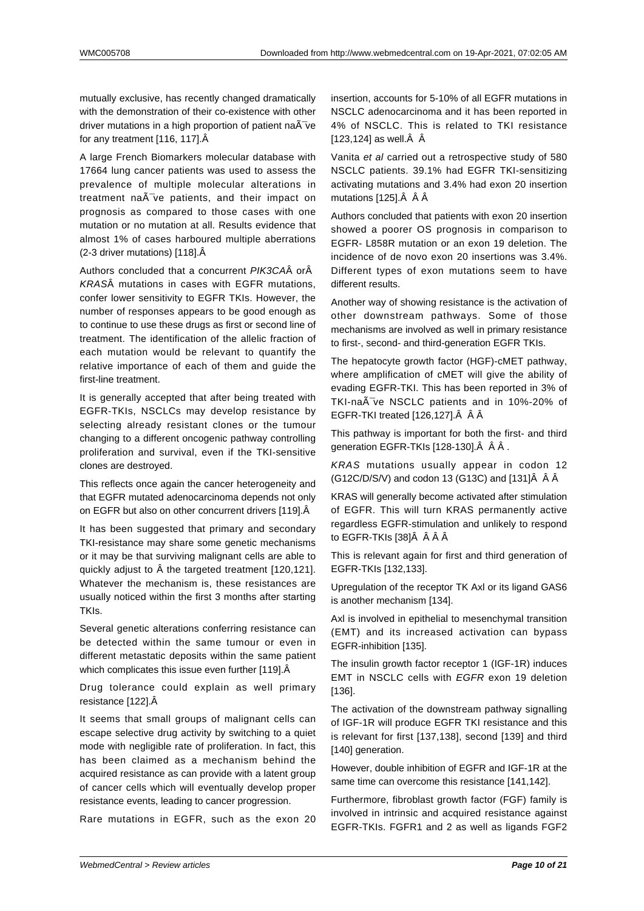mutually exclusive, has recently changed dramatically with the demonstration of their co-existence with other driver mutations in a high proportion of patient naÃ¯ve for any treatment [116, 117].Â 

A large French Biomarkers molecular database with 17664 lung cancer patients was used to assess the prevalence of multiple molecular alterations in treatment naÃ¯ve patients, and their impact on prognosis as compared to those cases with one mutation or no mutation at all. Results evidence that almost 1% of cases harboured multiple aberrations (2-3 driver mutations) [118].Â 

Authors concluded that a concurrent *PIK3CA*Â orÂ *KRAS*Â mutations in cases with EGFR mutations, confer lower sensitivity to EGFR TKIs. However, the number of responses appears to be good enough as to continue to use these drugs as first or second line of treatment. The identification of the allelic fraction of each mutation would be relevant to quantify the relative importance of each of them and guide the first-line treatment.

It is generally accepted that after being treated with EGFR-TKIs, NSCLCs may develop resistance by selecting already resistant clones or the tumour changing to a different oncogenic pathway controlling proliferation and survival, even if the TKI-sensitive clones are destroyed.

This reflects once again the cancer heterogeneity and that EGFR mutated adenocarcinoma depends not only on EGFR but also on other concurrent drivers [119].Â 

It has been suggested that primary and secondary TKI-resistance may share some genetic mechanisms or it may be that surviving malignant cells are able to quickly adjust to Â the targeted treatment [120,121]. Whatever the mechanism is, these resistances are usually noticed within the first 3 months after starting TKIs.

Several genetic alterations conferring resistance can be detected within the same tumour or even in different metastatic deposits within the same patient which complicates this issue even further [119].Â 

Drug tolerance could explain as well primary resistance [122].Â 

It seems that small groups of malignant cells can escape selective drug activity by switching to a quiet mode with negligible rate of proliferation. In fact, this has been claimed as a mechanism behind the acquired resistance as can provide with a latent group of cancer cells which will eventually develop proper resistance events, leading to cancer progression.

Rare mutations in EGFR, such as the exon 20 insertion, accounts for 5-10% of all EGFR mutations in NSCLC adenocarcinoma and it has been reported in 4% of NSCLC. This is related to TKI resistance [123,124] as well.Â  Â 

Vanita *et al* carried out a retrospective study of 580 NSCLC patients. 39.1% had EGFR TKI-sensitizing activating mutations and 3.4% had exon 20 insertion mutations [125].Â  Â Â 

Authors concluded that patients with exon 20 insertion showed a poorer OS prognosis in comparison to EGFR- L858R mutation or an exon 19 deletion. The incidence of de novo exon 20 insertions was 3.4%. Different types of exon mutations seem to have different results.

Another way of showing resistance is the activation of other downstream pathways. Some of those mechanisms are involved as well in primary resistance to first-, second- and third-generation EGFR TKIs.

The hepatocyte growth factor (HGF)-cMET pathway, where amplification of cMET will give the ability of evading EGFR-TKI. This has been reported in 3% of TKI-naÃ¯ve NSCLC patients and in 10%-20% of EGFR-TKI treated [126,127].Â  Â Â 

This pathway is important for both the first- and third generation EGFR-TKIs [128-130].Â  Â Â .

*KRAS* mutations usually appear in codon 12 (G12C/D/S/V) and codon 13 (G13C) and [131]Â  Â Â 

KRAS will generally become activated after stimulation of EGFR. This will turn KRAS permanently active regardless EGFR-stimulation and unlikely to respond to EGFR-TKIs [38]Â  Â Â Â 

This is relevant again for first and third generation of EGFR-TKIs [132,133].

Upregulation of the receptor TK Axl or its ligand GAS6 is another mechanism [134].

Axl is involved in epithelial to mesenchymal transition (EMT) and its increased activation can bypass EGFR-inhibition [135].

The insulin growth factor receptor 1 (IGF-1R) induces EMT in NSCLC cells with *EGFR* exon 19 deletion [136].

The activation of the downstream pathway signalling of IGF-1R will produce EGFR TKI resistance and this is relevant for first [137,138], second [139] and third [140] generation.

However, double inhibition of EGFR and IGF-1R at the same time can overcome this resistance [141,142].

Furthermore, fibroblast growth factor (FGF) family is involved in intrinsic and acquired resistance against EGFR-TKIs. FGFR1 and 2 as well as ligands FGF2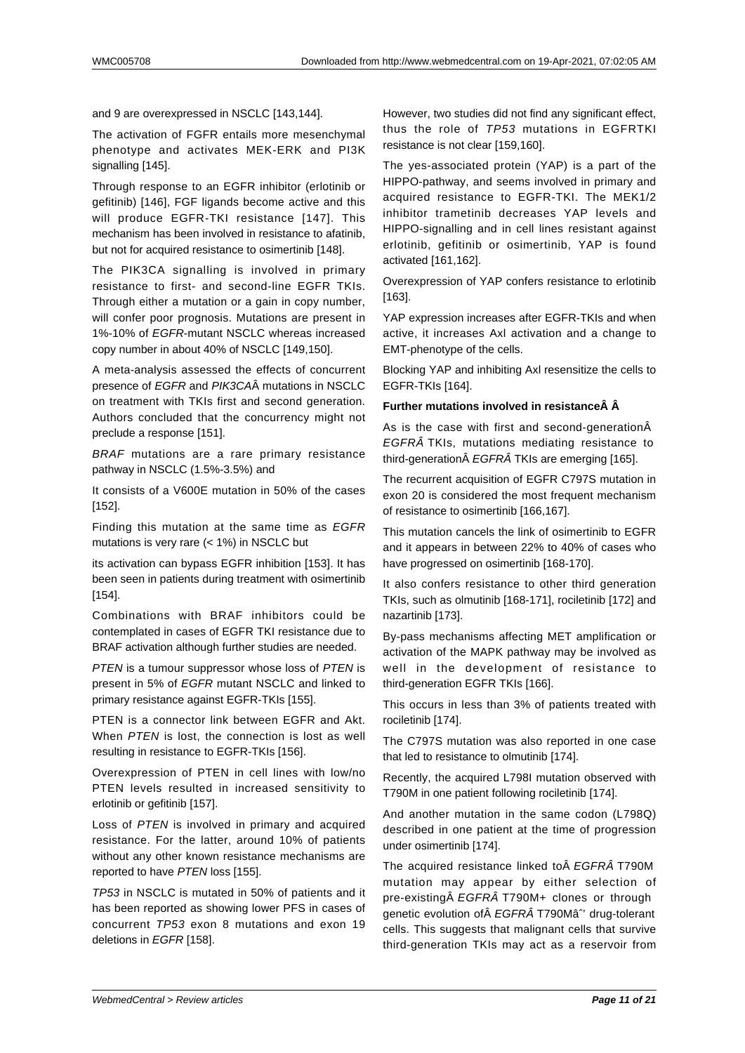and 9 are overexpressed in NSCLC [143,144].

The activation of FGFR entails more mesenchymal phenotype and activates MEK-ERK and PI3K signalling [145].

Through response to an EGFR inhibitor (erlotinib or gefitinib) [146], FGF ligands become active and this will produce EGFR-TKI resistance [147]. This mechanism has been involved in resistance to afatinib, but not for acquired resistance to osimertinib [148].

The PIK3CA signalling is involved in primary resistance to first- and second-line EGFR TKIs. Through either a mutation or a gain in copy number, will confer poor prognosis. Mutations are present in 1%-10% of *EGFR*-mutant NSCLC whereas increased copy number in about 40% of NSCLC [149,150].

A meta-analysis assessed the effects of concurrent presence of *EGFR* and *PIK3CA*Â mutations in NSCLC on treatment with TKIs first and second generation. Authors concluded that the concurrency might not preclude a response [151].

*BRAF* mutations are a rare primary resistance pathway in NSCLC (1.5%-3.5%) and

It consists of a V600E mutation in 50% of the cases [152].

Finding this mutation at the same time as *EGFR* mutations is very rare (< 1%) in NSCLC but

its activation can bypass EGFR inhibition [153]. It has been seen in patients during treatment with osimertinib [154].

Combinations with BRAF inhibitors could be contemplated in cases of EGFR TKI resistance due to BRAF activation although further studies are needed.

*PTEN* is a tumour suppressor whose loss of *PTEN* is present in 5% of *EGFR* mutant NSCLC and linked to primary resistance against EGFR-TKIs [155].

PTEN is a connector link between EGFR and Akt. When *PTEN* is lost, the connection is lost as well resulting in resistance to EGFR-TKIs [156].

Overexpression of PTEN in cell lines with low/no PTEN levels resulted in increased sensitivity to erlotinib or gefitinib [157].

Loss of *PTEN* is involved in primary and acquired resistance. For the latter, around 10% of patients without any other known resistance mechanisms are reported to have *PTEN* loss [155].

*TP53* in NSCLC is mutated in 50% of patients and it has been reported as showing lower PFS in cases of concurrent *TP53* exon 8 mutations and exon 19 deletions in *EGFR* [158].

However, two studies did not find any significant effect, thus the role of *TP53* mutations in EGFRTKI resistance is not clear [159,160].

The yes-associated protein (YAP) is a part of the HIPPO-pathway, and seems involved in primary and acquired resistance to EGFR-TKI. The MEK1/2 inhibitor trametinib decreases YAP levels and HIPPO-signalling and in cell lines resistant against erlotinib, gefitinib or osimertinib, YAP is found activated [161,162].

Overexpression of YAP confers resistance to erlotinib [163].

YAP expression increases after EGFR-TKIs and when active, it increases Axl activation and a change to EMT-phenotype of the cells.

Blocking YAP and inhibiting Axl resensitize the cells to EGFR-TKIs [164].

**Further mutations involved in resistanceÂ Â**

As is the case with first and second-generationÂ *EGFRÂ* TKIs, mutations mediating resistance to third-generationÂ *EGFRÂ* TKIs are emerging [165].

The recurrent acquisition of EGFR C797S mutation in exon 20 is considered the most frequent mechanism of resistance to osimertinib [166,167].

This mutation cancels the link of osimertinib to EGFR and it appears in between 22% to 40% of cases who have progressed on osimertinib [168-170].

It also confers resistance to other third generation TKIs, such as olmutinib [168-171], rociletinib [172] and nazartinib [173].

By-pass mechanisms affecting MET amplification or activation of the MAPK pathway may be involved as well in the development of resistance to third-generation EGFR TKIs [166].

This occurs in less than 3% of patients treated with rociletinib [174].

The C797S mutation was also reported in one case that led to resistance to olmutinib [174].

Recently, the acquired L798I mutation observed with T790M in one patient following rociletinib [174].

And another mutation in the same codon (L798Q) described in one patient at the time of progression under osimertinib [174].

The acquired resistance linked toÂ *EGFRÂ* T790M mutation may appear by either selection of pre-existingÂ *EGFRÂ* T790M+ clones or through genetic evolution ofÂ *EGFRÂ* T790Mâˆ' drug-tolerant cells. This suggests that malignant cells that survive third-generation TKIs may act as a reservoir from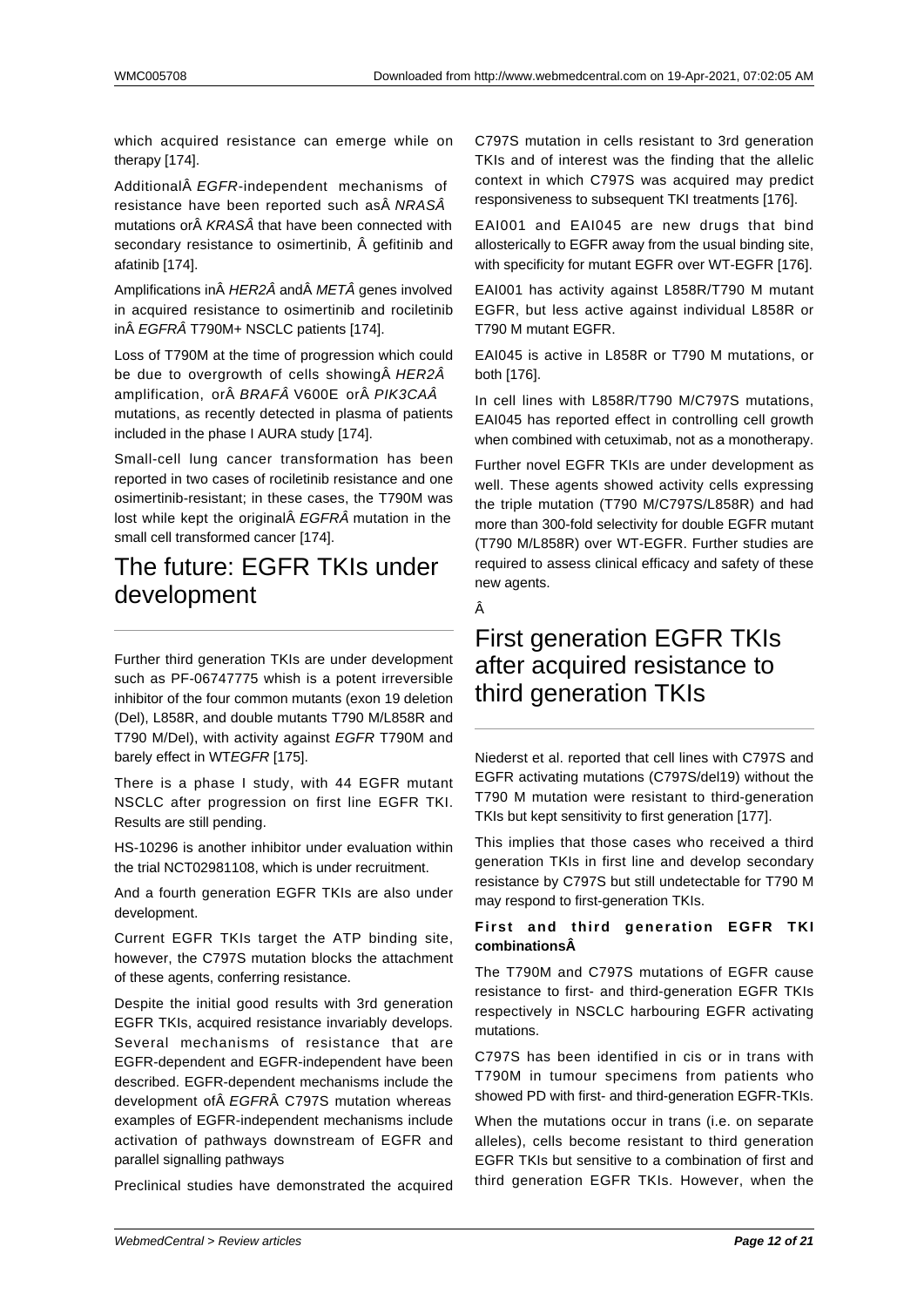which acquired resistance can emerge while on therapy [174].

AdditionalÂ *EGFR*-independent mechanisms of resistance have been reported such asÂ *NRASÂ* mutations orÂ *KRASÂ* that have been connected with secondary resistance to osimertinib, Â gefitinib and afatinib [174].

Amplifications inÂ *HER2Â* andÂ *METÂ* genes involved in acquired resistance to osimertinib and rociletinib inÂ *EGFRÂ* T790M+ NSCLC patients [174].

Loss of T790M at the time of progression which could be due to overgrowth of cells showingÂ *HER2Â* amplification, orÂ *BRAFÂ* V600E orÂ *PIK3CAÂ* mutations, as recently detected in plasma of patients included in the phase I AURA study [174].

Small-cell lung cancer transformation has been reported in two cases of rociletinib resistance and one osimertinib-resistant; in these cases, the T790M was lost while kept the originalÂ *EGFRÂ* mutation in the small cell transformed cancer [174].

# The future: EGFR TKIs under development

Further third generation TKIs are under development such as PF-06747775 whish is a potent irreversible inhibitor of the four common mutants (exon 19 deletion (Del), L858R, and double mutants T790 M/L858R and T790 M/Del), with activity against *EGFR* T790M and barely effect in WT*EGFR* [175].

There is a phase I study, with 44 EGFR mutant NSCLC after progression on first line EGFR TKI. Results are still pending.

HS-10296 is another inhibitor under evaluation within the trial NCT02981108, which is under recruitment.

And a fourth generation EGFR TKIs are also under development.

Current EGFR TKIs target the ATP binding site, however, the C797S mutation blocks the attachment of these agents, conferring resistance.

Despite the initial good results with 3rd generation EGFR TKIs, acquired resistance invariably develops. Several mechanisms of resistance that are EGFR-dependent and EGFR-independent have been described. EGFR-dependent mechanisms include the development ofÂ *EGFR*Â C797S mutation whereas examples of EGFR-independent mechanisms include activation of pathways downstream of EGFR and parallel signalling pathways

Preclinical studies have demonstrated the acquired C797S mutation in cells resistant to 3rd generation TKIs and of interest was the finding that the allelic context in which C797S was acquired may predict responsiveness to subsequent TKI treatments [176].

EAI001 and EAI045 are new drugs that bind allosterically to EGFR away from the usual binding site, with specificity for mutant EGFR over WT-EGFR [176].

EAI001 has activity against L858R/T790 M mutant EGFR, but less active against individual L858R or T790 M mutant EGFR.

EAI045 is active in L858R or T790 M mutations, or both [176].

In cell lines with L858R/T790 M/C797S mutations, EAI045 has reported effect in controlling cell growth when combined with cetuximab, not as a monotherapy.

Further novel EGFR TKIs are under development as well. These agents showed activity cells expressing the triple mutation (T790 M/C797S/L858R) and had more than 300-fold selectivity for double EGFR mutant (T790 M/L858R) over WT-EGFR. Further studies are required to assess clinical efficacy and safety of these new agents.

Â

# First generation EGFR TKIs after acquired resistance to third generation TKIs

Niederst et al. reported that cell lines with C797S and EGFR activating mutations (C797S/del19) without the T790 M mutation were resistant to third-generation TKIs but kept sensitivity to first generation [177].

This implies that those cases who received a third generation TKIs in first line and develop secondary resistance by C797S but still undetectable for T790 M may respond to first-generation TKIs.

**First and third generation EGFR TKI combinationsÂ**

The T790M and C797S mutations of EGFR cause resistance to first- and third-generation EGFR TKIs respectively in NSCLC harbouring EGFR activating mutations.

C797S has been identified in cis or in trans with T790M in tumour specimens from patients who showed PD with first- and third-generation EGFR-TKIs.

When the mutations occur in trans (i.e. on separate alleles), cells become resistant to third generation EGFR TKIs but sensitive to a combination of first and third generation EGFR TKIs. However, when the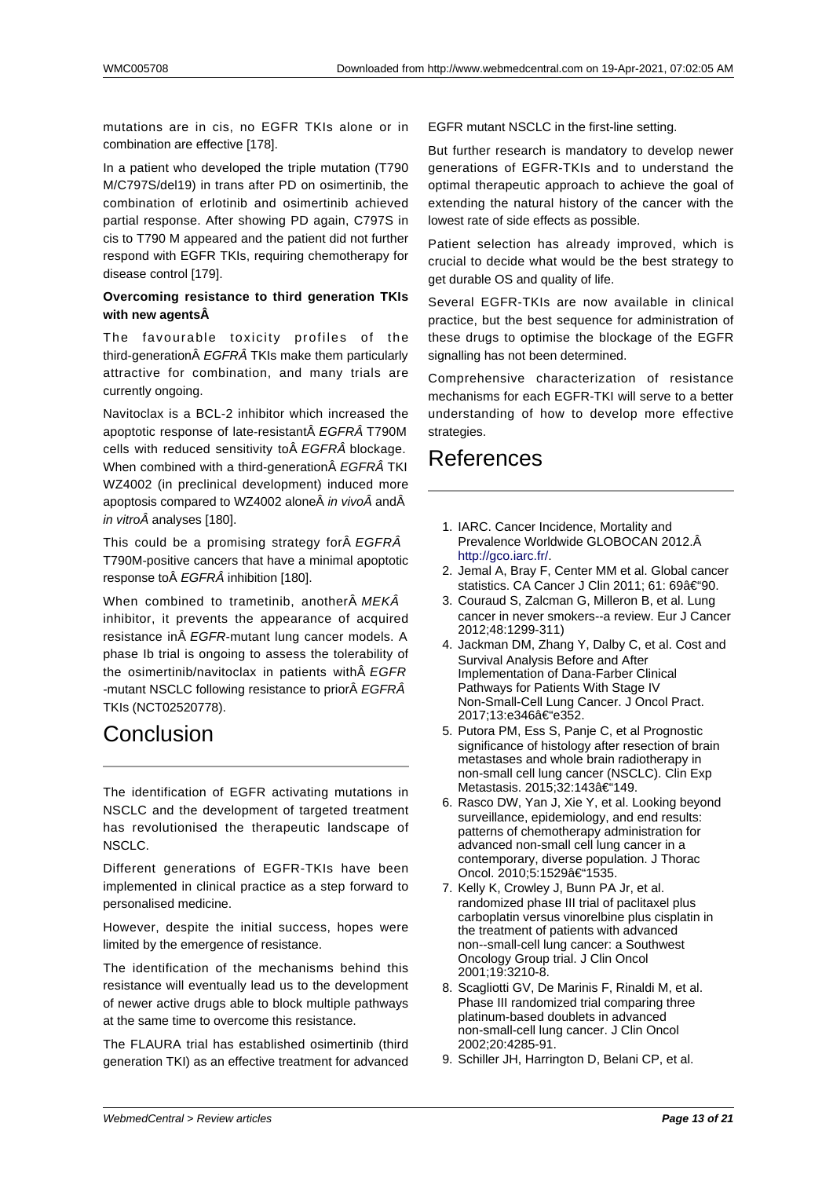mutations are in cis, no EGFR TKIs alone or in combination are effective [178].

In a patient who developed the triple mutation (T790 M/C797S/del19) in trans after PD on osimertinib, the combination of erlotinib and osimertinib achieved partial response. After showing PD again, C797S in cis to T790 M appeared and the patient did not further respond with EGFR TKIs, requiring chemotherapy for disease control [179].

**Overcoming resistance to third generation TKIs with new agentsÂ**

The favourable toxicity profiles of the third-generationÂ *EGFRÂ* TKIs make them particularly attractive for combination, and many trials are currently ongoing.

Navitoclax is a BCL-2 inhibitor which increased the apoptotic response of late-resistantÂ *EGFRÂ* T790M cells with reduced sensitivity toÂ *EGFRÂ* blockage. When combined with a third-generationÂ *EGFRÂ* TKI WZ4002 (in preclinical development) induced more apoptosis compared to WZ4002 aloneÂ *in vivoÂ* andÂ *in vitroÂ* analyses [180].

This could be a promising strategy forÂ *EGFRÂ* T790M-positive cancers that have a minimal apoptotic response toÂ *EGFRÂ* inhibition [180].

When combined to trametinib, anotherÂ *MEKÂ* inhibitor, it prevents the appearance of acquired resistance inÂ *EGFR*-mutant lung cancer models. A phase Ib trial is ongoing to assess the tolerability of the osimertinib/navitoclax in patients withÂ *EGFR* -mutant NSCLC following resistance to priorÂ *EGFRÂ* TKIs (NCT02520778).

# Conclusion

The identification of EGFR activating mutations in NSCLC and the development of targeted treatment has revolutionised the therapeutic landscape of NSCLC.

Different generations of EGFR-TKIs have been implemented in clinical practice as a step forward to personalised medicine.

However, despite the initial success, hopes were limited by the emergence of resistance.

The identification of the mechanisms behind this resistance will eventually lead us to the development of newer active drugs able to block multiple pathways at the same time to overcome this resistance.

The FLAURA trial has established osimertinib (third generation TKI) as an effective treatment for advanced EGFR mutant NSCLC in the first-line setting.

But further research is mandatory to develop newer generations of EGFR-TKIs and to understand the optimal therapeutic approach to achieve the goal of extending the natural history of the cancer with the lowest rate of side effects as possible.

Patient selection has already improved, which is crucial to decide what would be the best strategy to get durable OS and quality of life.

Several EGFR-TKIs are now available in clinical practice, but the best sequence for administration of these drugs to optimise the blockage of the EGFR signalling has not been determined.

Comprehensive characterization of resistance mechanisms for each EGFR-TKI will serve to a better understanding of how to develop more effective strategies.

# References

1. IARC. Cancer Incidence, Mortality and Prevalence Worldwide GLOBOCAN 2012.Â http://gco.iarc.fr/.
2. Jemal A, Bray F, Center MM et al. Global cancer statistics. CA Cancer J Clin 2011; 61: 69â€"90.
3. Couraud S, Zalcman G, Milleron B, et al. Lung cancer in never smokers--a review. Eur J Cancer 2012;48:1299-311)
4. Jackman DM, Zhang Y, Dalby C, et al. Cost and Survival Analysis Before and After Implementation of Dana-Farber Clinical Pathways for Patients With Stage IV Non-Small-Cell Lung Cancer. J Oncol Pract. 2017;13:e346â€"e352.
5. Putora PM, Ess S, Panje C, et al Prognostic significance of histology after resection of brain metastases and whole brain radiotherapy in non-small cell lung cancer (NSCLC). Clin Exp Metastasis. 2015;32:143â€"149.
6. Rasco DW, Yan J, Xie Y, et al. Looking beyond surveillance, epidemiology, and end results: patterns of chemotherapy administration for advanced non-small cell lung cancer in a contemporary, diverse population. J Thorac Oncol. 2010;5:1529â€"1535.
7. Kelly K, Crowley J, Bunn PA Jr, et al. randomized phase III trial of paclitaxel plus carboplatin versus vinorelbine plus cisplatin in the treatment of patients with advanced non--small-cell lung cancer: a Southwest Oncology Group trial. J Clin Oncol 2001;19:3210-8.
8. Scagliotti GV, De Marinis F, Rinaldi M, et al. Phase III randomized trial comparing three platinum-based doublets in advanced non-small-cell lung cancer. J Clin Oncol 2002;20:4285-91.
9. Schiller JH, Harrington D, Belani CP, et al.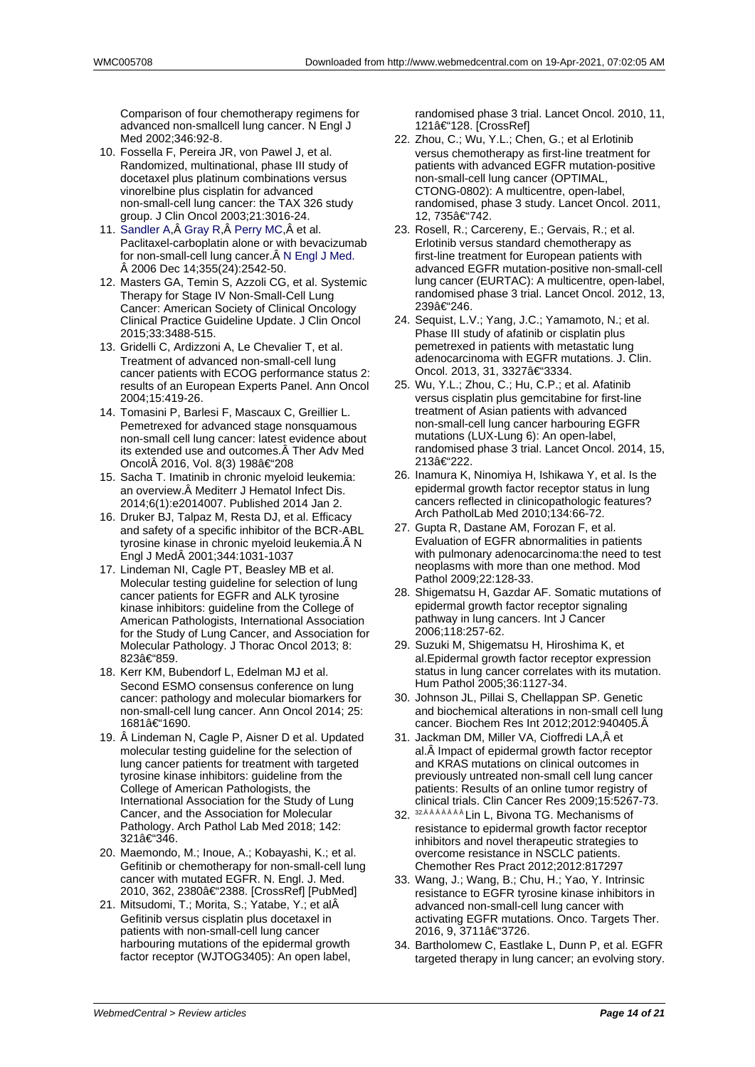Comparison of four chemotherapy regimens for advanced non-smallcell lung cancer. N Engl J Med 2002;346:92-8.

10. Fossella F, Pereira JR, von Pawel J, et al. Randomized, multinational, phase III study of docetaxel plus platinum combinations versus vinorelbine plus cisplatin for advanced non-small-cell lung cancer: the TAX 326 study group. J Clin Oncol 2003;21:3016-24.
11. Sandler A,Â Gray R,Â Perry MC,Â et al. Paclitaxel-carboplatin alone or with bevacizumab for non-small-cell lung cancer.Â N Engl J Med. Â 2006 Dec 14;355(24):2542-50.
12. Masters GA, Temin S, Azzoli CG, et al. Systemic Therapy for Stage IV Non-Small-Cell Lung Cancer: American Society of Clinical Oncology Clinical Practice Guideline Update. J Clin Oncol 2015;33:3488-515.
13. Gridelli C, Ardizzoni A, Le Chevalier T, et al. Treatment of advanced non-small-cell lung cancer patients with ECOG performance status 2: results of an European Experts Panel. Ann Oncol 2004;15:419-26.
14. Tomasini P, Barlesi F, Mascaux C, Greillier L. Pemetrexed for advanced stage nonsquamous non-small cell lung cancer: latest evidence about its extended use and outcomes.Â Ther Adv Med OncolÂ 2016, Vol. 8(3) 198â€“208
15. Sacha T. Imatinib in chronic myeloid leukemia: an overview.Â Mediterr J Hematol Infect Dis. 2014;6(1):e2014007. Published 2014 Jan 2.
16. Druker BJ, Talpaz M, Resta DJ, et al. Efficacy and safety of a specific inhibitor of the BCR-ABL tyrosine kinase in chronic myeloid leukemia.Â N Engl J MedÂ 2001;344:1031-1037
17. Lindeman NI, Cagle PT, Beasley MB et al. Molecular testing guideline for selection of lung cancer patients for EGFR and ALK tyrosine kinase inhibitors: guideline from the College of American Pathologists, International Association for the Study of Lung Cancer, and Association for Molecular Pathology. J Thorac Oncol 2013; 8: 823â€“859.
18. Kerr KM, Bubendorf L, Edelman MJ et al. Second ESMO consensus conference on lung cancer: pathology and molecular biomarkers for non-small-cell lung cancer. Ann Oncol 2014; 25: 1681â€“1690.
19. Â Lindeman N, Cagle P, Aisner D et al. Updated molecular testing guideline for the selection of lung cancer patients for treatment with targeted tyrosine kinase inhibitors: guideline from the College of American Pathologists, the International Association for the Study of Lung Cancer, and the Association for Molecular Pathology. Arch Pathol Lab Med 2018; 142: 321â€“346.
20. Maemondo, M.; Inoue, A.; Kobayashi, K.; et al. Gefitinib or chemotherapy for non-small-cell lung cancer with mutated EGFR. N. Engl. J. Med. 2010, 362, 2380â€“2388. [CrossRef] [PubMed]
21. Mitsudomi, T.; Morita, S.; Yatabe, Y.; et alÂ Gefitinib versus cisplatin plus docetaxel in patients with non-small-cell lung cancer harbouring mutations of the epidermal growth factor receptor (WJTOG3405): An open label, randomised phase 3 trial. Lancet Oncol. 2010, 11, 121â€“128. [CrossRef]
22. Zhou, C.; Wu, Y.L.; Chen, G.; et al Erlotinib versus chemotherapy as first-line treatment for patients with advanced EGFR mutation-positive non-small-cell lung cancer (OPTIMAL, CTONG-0802): A multicentre, open-label, randomised, phase 3 study. Lancet Oncol. 2011, 12, 735â€“742.
23. Rosell, R.; Carcereny, E.; Gervais, R.; et al. Erlotinib versus standard chemotherapy as first-line treatment for European patients with advanced EGFR mutation-positive non-small-cell lung cancer (EURTAC): A multicentre, open-label, randomised phase 3 trial. Lancet Oncol. 2012, 13, 239â€“246.
24. Sequist, L.V.; Yang, J.C.; Yamamoto, N.; et al. Phase III study of afatinib or cisplatin plus pemetrexed in patients with metastatic lung adenocarcinoma with EGFR mutations. J. Clin. Oncol. 2013, 31, 3327â€“3334.
25. Wu, Y.L.; Zhou, C.; Hu, C.P.; et al. Afatinib versus cisplatin plus gemcitabine for first-line treatment of Asian patients with advanced non-small-cell lung cancer harbouring EGFR mutations (LUX-Lung 6): An open-label, randomised phase 3 trial. Lancet Oncol. 2014, 15, 213â€“222.
26. Inamura K, Ninomiya H, Ishikawa Y, et al. Is the epidermal growth factor receptor status in lung cancers reflected in clinicopathologic features? Arch PatholLab Med 2010;134:66-72.
27. Gupta R, Dastane AM, Forozan F, et al. Evaluation of EGFR abnormalities in patients with pulmonary adenocarcinoma:the need to test neoplasms with more than one method. Mod Pathol 2009;22:128-33.
28. Shigematsu H, Gazdar AF. Somatic mutations of epidermal growth factor receptor signaling pathway in lung cancers. Int J Cancer 2006;118:257-62.
29. Suzuki M, Shigematsu H, Hiroshima K, et al.Epidermal growth factor receptor expression status in lung cancer correlates with its mutation. Hum Pathol 2005;36:1127-34.
30. Johnson JL, Pillai S, Chellappan SP. Genetic and biochemical alterations in non-small cell lung cancer. Biochem Res Int 2012;2012:940405.Â
31. Jackman DM, Miller VA, Cioffredi LA,Â et al.Â Impact of epidermal growth factor receptor and KRAS mutations on clinical outcomes in previously untreated non-small cell lung cancer patients: Results of an online tumor registry of clinical trials. Clin Cancer Res 2009;15:5267-73.
32. 32.Â Â Â Â Â Â Â Lin L, Bivona TG. Mechanisms of resistance to epidermal growth factor receptor inhibitors and novel therapeutic strategies to overcome resistance in NSCLC patients. Chemother Res Pract 2012;2012:817297
33. Wang, J.; Wang, B.; Chu, H.; Yao, Y. Intrinsic resistance to EGFR tyrosine kinase inhibitors in advanced non-small-cell lung cancer with activating EGFR mutations. Onco. Targets Ther. 2016, 9, 3711â€“3726.
34. Bartholomew C, Eastlake L, Dunn P, et al. EGFR targeted therapy in lung cancer; an evolving story.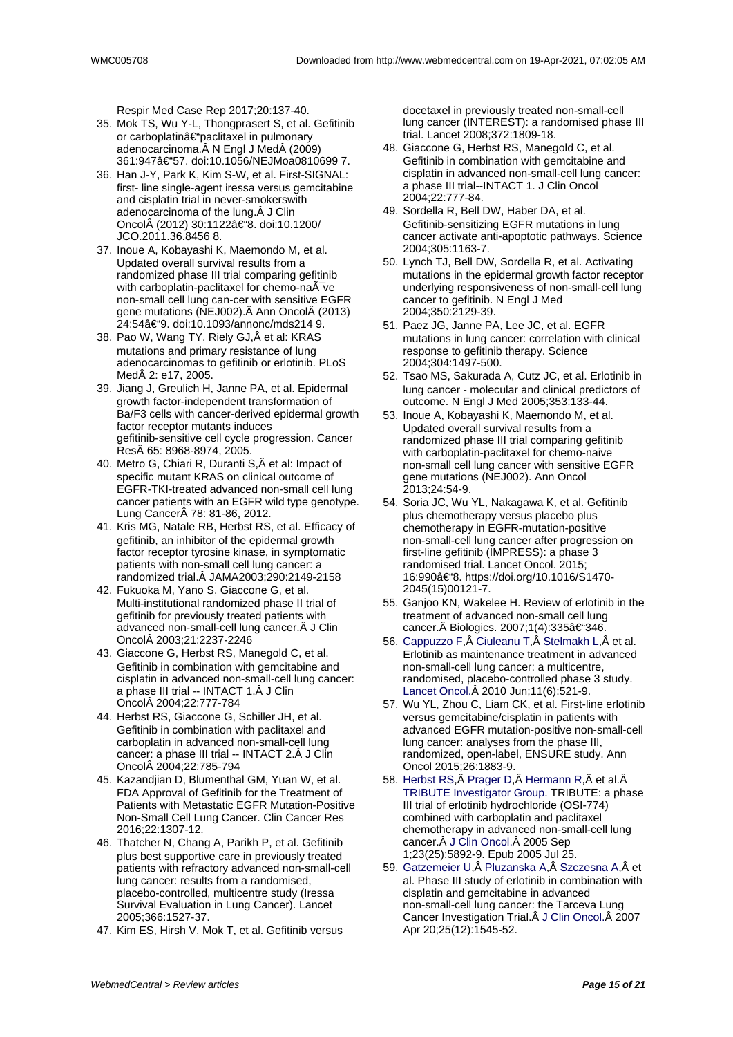Respir Med Case Rep 2017;20:137-40.

35. Mok TS, Wu Y-L, Thongprasert S, et al. Gefitinib or carboplatinâ€"paclitaxel in pulmonary adenocarcinoma.Â N Engl J MedÂ (2009) 361:947â€"57. doi:10.1056/NEJMoa0810699 7.
36. Han J-Y, Park K, Kim S-W, et al. First-SIGNAL: first- line single-agent iressa versus gemcitabine and cisplatin trial in never-smokerswith adenocarcinoma of the lung.Â J Clin OncolÂ (2012) 30:1122â€"8. doi:10.1200/ JCO.2011.36.8456 8.
37. Inoue A, Kobayashi K, Maemondo M, et al. Updated overall survival results from a randomized phase III trial comparing gefitinib with carboplatin-paclitaxel for chemo-naÃ¯ve non-small cell lung can-cer with sensitive EGFR gene mutations (NEJ002).Â Ann OncolÂ (2013) 24:54â€"9. doi:10.1093/annonc/mds214 9.
38. Pao W, Wang TY, Riely GJ,Â et al: KRAS mutations and primary resistance of lung adenocarcinomas to gefitinib or erlotinib. PLoS MedÂ 2: e17, 2005.
39. Jiang J, Greulich H, Janne PA, et al. Epidermal growth factor-independent transformation of Ba/F3 cells with cancer-derived epidermal growth factor receptor mutants induces gefitinib-sensitive cell cycle progression. Cancer ResÂ 65: 8968-8974, 2005.
40. Metro G, Chiari R, Duranti S,Â et al: Impact of specific mutant KRAS on clinical outcome of EGFR-TKI-treated advanced non-small cell lung cancer patients with an EGFR wild type genotype. Lung CancerÂ 78: 81-86, 2012.
41. Kris MG, Natale RB, Herbst RS, et al. Efficacy of gefitinib, an inhibitor of the epidermal growth factor receptor tyrosine kinase, in symptomatic patients with non-small cell lung cancer: a randomized trial.Â JAMA2003;290:2149-2158
42. Fukuoka M, Yano S, Giaccone G, et al. Multi-institutional randomized phase II trial of gefitinib for previously treated patients with advanced non-small-cell lung cancer.Â J Clin OncolÂ 2003;21:2237-2246
43. Giaccone G, Herbst RS, Manegold C, et al. Gefitinib in combination with gemcitabine and cisplatin in advanced non-small-cell lung cancer: a phase III trial -- INTACT 1.Â J Clin OncolÂ 2004;22:777-784
44. Herbst RS, Giaccone G, Schiller JH, et al. Gefitinib in combination with paclitaxel and carboplatin in advanced non-small-cell lung cancer: a phase III trial -- INTACT 2.Â J Clin OncolÂ 2004;22:785-794
45. Kazandjian D, Blumenthal GM, Yuan W, et al. FDA Approval of Gefitinib for the Treatment of Patients with Metastatic EGFR Mutation-Positive Non-Small Cell Lung Cancer. Clin Cancer Res 2016;22:1307-12.
46. Thatcher N, Chang A, Parikh P, et al. Gefitinib plus best supportive care in previously treated patients with refractory advanced non-small-cell lung cancer: results from a randomised, placebo-controlled, multicentre study (Iressa Survival Evaluation in Lung Cancer). Lancet 2005;366:1527-37.
47. Kim ES, Hirsh V, Mok T, et al. Gefitinib versus docetaxel in previously treated non-small-cell lung cancer (INTEREST): a randomised phase III trial. Lancet 2008;372:1809-18.
48. Giaccone G, Herbst RS, Manegold C, et al. Gefitinib in combination with gemcitabine and cisplatin in advanced non-small-cell lung cancer: a phase III trial--INTACT 1. J Clin Oncol 2004;22:777-84.
49. Sordella R, Bell DW, Haber DA, et al. Gefitinib-sensitizing EGFR mutations in lung cancer activate anti-apoptotic pathways. Science 2004;305:1163-7.
50. Lynch TJ, Bell DW, Sordella R, et al. Activating mutations in the epidermal growth factor receptor underlying responsiveness of non-small-cell lung cancer to gefitinib. N Engl J Med 2004;350:2129-39.
51. Paez JG, Janne PA, Lee JC, et al. EGFR mutations in lung cancer: correlation with clinical response to gefitinib therapy. Science 2004;304:1497-500.
52. Tsao MS, Sakurada A, Cutz JC, et al. Erlotinib in lung cancer - molecular and clinical predictors of outcome. N Engl J Med 2005;353:133-44.
53. Inoue A, Kobayashi K, Maemondo M, et al. Updated overall survival results from a randomized phase III trial comparing gefitinib with carboplatin-paclitaxel for chemo-naive non-small cell lung cancer with sensitive EGFR gene mutations (NEJ002). Ann Oncol 2013;24:54-9.
54. Soria JC, Wu YL, Nakagawa K, et al. Gefitinib plus chemotherapy versus placebo plus chemotherapy in EGFR-mutation-positive non-small-cell lung cancer after progression on first-line gefitinib (IMPRESS): a phase 3 randomised trial. Lancet Oncol. 2015; 16:990â€"8. https://doi.org/10.1016/S1470-2045(15)00121-7.
55. Ganjoo KN, Wakelee H. Review of erlotinib in the treatment of advanced non-small cell lung cancer.Â Biologics. 2007;1(4):335â€"346.
56. Cappuzzo F,Â Ciuleanu T,Â Stelmakh L,Â et al. Erlotinib as maintenance treatment in advanced non-small-cell lung cancer: a multicentre, randomised, placebo-controlled phase 3 study. Lancet Oncol.Â 2010 Jun;11(6):521-9.
57. Wu YL, Zhou C, Liam CK, et al. First-line erlotinib versus gemcitabine/cisplatin in patients with advanced EGFR mutation-positive non-small-cell lung cancer: analyses from the phase III, randomized, open-label, ENSURE study. Ann Oncol 2015;26:1883-9.
58. Herbst RS,Â Prager D,Â Hermann R,Â et al.Â TRIBUTE Investigator Group. TRIBUTE: a phase III trial of erlotinib hydrochloride (OSI-774) combined with carboplatin and paclitaxel chemotherapy in advanced non-small-cell lung cancer.Â J Clin Oncol.Â 2005 Sep 1;23(25):5892-9. Epub 2005 Jul 25.
59. Gatzemeier U,Â Pluzanska A,Â Szczesna A,Â et al. Phase III study of erlotinib in combination with cisplatin and gemcitabine in advanced non-small-cell lung cancer: the Tarceva Lung Cancer Investigation Trial.Â J Clin Oncol.Â 2007 Apr 20;25(12):1545-52.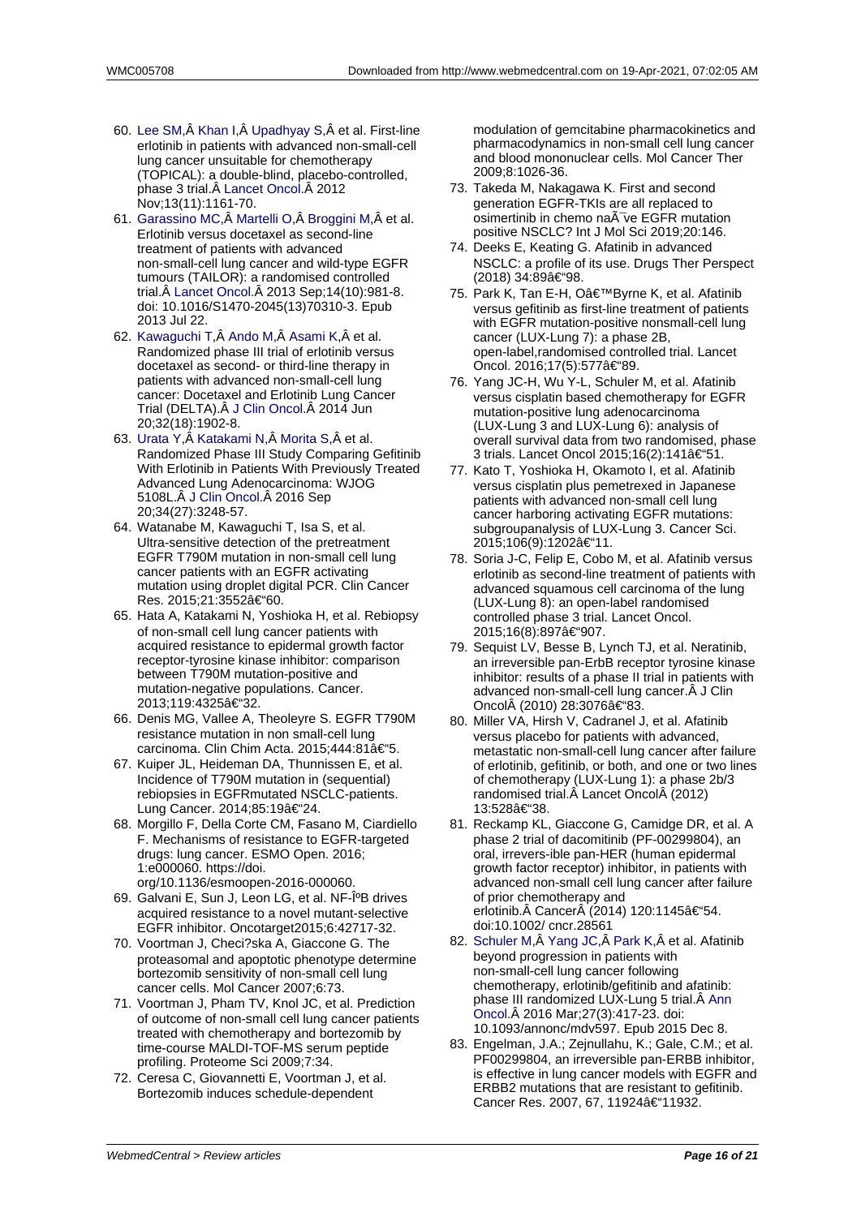60. Lee SM,Â Khan I,Â Upadhyay S,Â et al. First-line erlotinib in patients with advanced non-small-cell lung cancer unsuitable for chemotherapy (TOPICAL): a double-blind, placebo-controlled, phase 3 trial.Â Lancet Oncol.Â 2012 Nov;13(11):1161-70.
61. Garassino MC,Â Martelli O,Â Broggini M,Â et al. Erlotinib versus docetaxel as second-line treatment of patients with advanced non-small-cell lung cancer and wild-type EGFR tumours (TAILOR): a randomised controlled trial.Â Lancet Oncol.Â 2013 Sep;14(10):981-8. doi: 10.1016/S1470-2045(13)70310-3. Epub 2013 Jul 22.
62. Kawaguchi T,Â Ando M,Â Asami K,Â et al. Randomized phase III trial of erlotinib versus docetaxel as second- or third-line therapy in patients with advanced non-small-cell lung cancer: Docetaxel and Erlotinib Lung Cancer Trial (DELTA).Â J Clin Oncol.Â 2014 Jun 20;32(18):1902-8.
63. Urata Y,Â Katakami N,Â Morita S,Â et al. Randomized Phase III Study Comparing Gefitinib With Erlotinib in Patients With Previously Treated Advanced Lung Adenocarcinoma: WJOG 5108L.Â J Clin Oncol.Â 2016 Sep 20;34(27):3248-57.
64. Watanabe M, Kawaguchi T, Isa S, et al. Ultra-sensitive detection of the pretreatment EGFR T790M mutation in non-small cell lung cancer patients with an EGFR activating mutation using droplet digital PCR. Clin Cancer Res. 2015;21:3552â€"60.
65. Hata A, Katakami N, Yoshioka H, et al. Rebiopsy of non-small cell lung cancer patients with acquired resistance to epidermal growth factor receptor-tyrosine kinase inhibitor: comparison between T790M mutation-positive and mutation-negative populations. Cancer. 2013;119:4325â€"32.
66. Denis MG, Vallee A, Theoleyre S. EGFR T790M resistance mutation in non small-cell lung carcinoma. Clin Chim Acta. 2015;444:81â€"5.
67. Kuiper JL, Heideman DA, Thunnissen E, et al. Incidence of T790M mutation in (sequential) rebiopsies in EGFRmutated NSCLC-patients. Lung Cancer. 2014;85:19â€"24.
68. Morgillo F, Della Corte CM, Fasano M, Ciardiello F. Mechanisms of resistance to EGFR-targeted drugs: lung cancer. ESMO Open. 2016; 1:e000060. https://doi. org/10.1136/esmoopen-2016-000060.
69. Galvani E, Sun J, Leon LG, et al. NF-ÎºB drives acquired resistance to a novel mutant-selective EGFR inhibitor. Oncotarget2015;6:42717-32.
70. Voortman J, Checi?ska A, Giaccone G. The proteasomal and apoptotic phenotype determine bortezomib sensitivity of non-small cell lung cancer cells. Mol Cancer 2007;6:73.
71. Voortman J, Pham TV, Knol JC, et al. Prediction of outcome of non-small cell lung cancer patients treated with chemotherapy and bortezomib by time-course MALDI-TOF-MS serum peptide profiling. Proteome Sci 2009;7:34.
72. Ceresa C, Giovannetti E, Voortman J, et al. Bortezomib induces schedule-dependent modulation of gemcitabine pharmacokinetics and pharmacodynamics in non-small cell lung cancer and blood mononuclear cells. Mol Cancer Ther 2009;8:1026-36.
73. Takeda M, Nakagawa K. First and second generation EGFR-TKIs are all replaced to osimertinib in chemo naÃ¯ve EGFR mutation positive NSCLC? Int J Mol Sci 2019;20:146.
74. Deeks E, Keating G. Afatinib in advanced NSCLC: a profile of its use. Drugs Ther Perspect (2018) 34:89â€"98.
75. Park K, Tan E-H, Oâ€™Byrne K, et al. Afatinib versus gefitinib as first-line treatment of patients with EGFR mutation-positive nonsmall-cell lung cancer (LUX-Lung 7): a phase 2B, open-label,randomised controlled trial. Lancet Oncol. 2016;17(5):577â€"89.
76. Yang JC-H, Wu Y-L, Schuler M, et al. Afatinib versus cisplatin based chemotherapy for EGFR mutation-positive lung adenocarcinoma (LUX-Lung 3 and LUX-Lung 6): analysis of overall survival data from two randomised, phase 3 trials. Lancet Oncol 2015;16(2):141â€"51.
77. Kato T, Yoshioka H, Okamoto I, et al. Afatinib versus cisplatin plus pemetrexed in Japanese patients with advanced non-small cell lung cancer harboring activating EGFR mutations: subgroupanalysis of LUX-Lung 3. Cancer Sci. 2015;106(9):1202â€"11.
78. Soria J-C, Felip E, Cobo M, et al. Afatinib versus erlotinib as second-line treatment of patients with advanced squamous cell carcinoma of the lung (LUX-Lung 8): an open-label randomised controlled phase 3 trial. Lancet Oncol. 2015;16(8):897â€"907.
79. Sequist LV, Besse B, Lynch TJ, et al. Neratinib, an irreversible pan-ErbB receptor tyrosine kinase inhibitor: results of a phase II trial in patients with advanced non-small-cell lung cancer.Â J Clin OncolÂ (2010) 28:3076â€"83.
80. Miller VA, Hirsh V, Cadranel J, et al. Afatinib versus placebo for patients with advanced, metastatic non-small-cell lung cancer after failure of erlotinib, gefitinib, or both, and one or two lines of chemotherapy (LUX-Lung 1): a phase 2b/3 randomised trial.Â Lancet OncolÂ (2012) 13:528â€"38.
81. Reckamp KL, Giaccone G, Camidge DR, et al. A phase 2 trial of dacomitinib (PF-00299804), an oral, irrevers-ible pan-HER (human epidermal growth factor receptor) inhibitor, in patients with advanced non-small cell lung cancer after failure of prior chemotherapy and erlotinib.Â CancerÂ (2014) 120:1145â€"54. doi:10.1002/ cncr.28561
82. Schuler M,Â Yang JC,Â Park K,Â et al. Afatinib beyond progression in patients with non-small-cell lung cancer following chemotherapy, erlotinib/gefitinib and afatinib: phase III randomized LUX-Lung 5 trial.Â Ann Oncol.Â 2016 Mar;27(3):417-23. doi: 10.1093/annonc/mdv597. Epub 2015 Dec 8.
83. Engelman, J.A.; Zejnullahu, K.; Gale, C.M.; et al. PF00299804, an irreversible pan-ERBB inhibitor, is effective in lung cancer models with EGFR and ERBB2 mutations that are resistant to gefitinib. Cancer Res. 2007, 67, 11924â€"11932.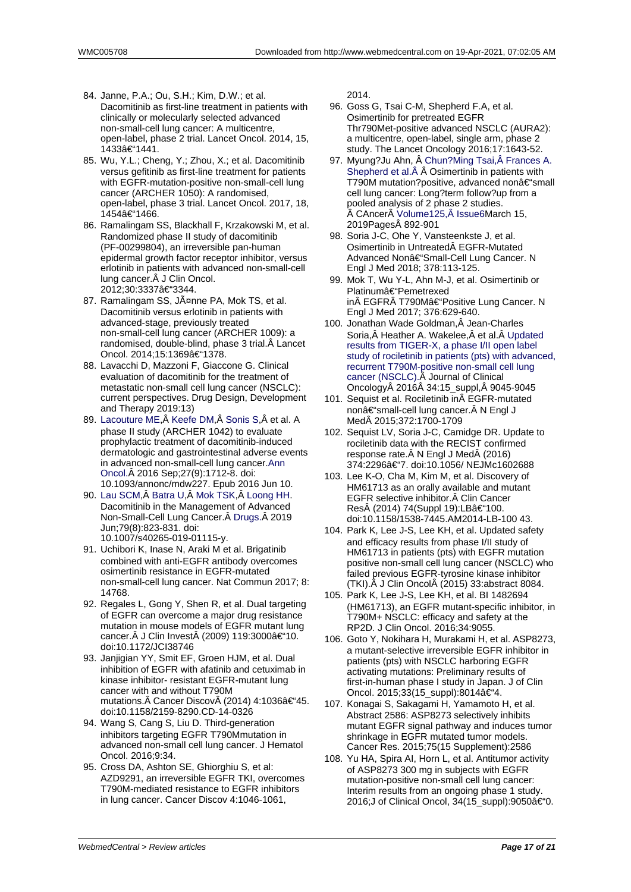84. Janne, P.A.; Ou, S.H.; Kim, D.W.; et al. Dacomitinib as first-line treatment in patients with clinically or molecularly selected advanced non-small-cell lung cancer: A multicentre, open-label, phase 2 trial. Lancet Oncol. 2014, 15, 1433â€"1441.
85. Wu, Y.L.; Cheng, Y.; Zhou, X.; et al. Dacomitinib versus gefitinib as first-line treatment for patients with EGFR-mutation-positive non-small-cell lung cancer (ARCHER 1050): A randomised, open-label, phase 3 trial. Lancet Oncol. 2017, 18, 1454â€"1466.
86. Ramalingam SS, Blackhall F, Krzakowski M, et al. Randomized phase II study of dacomitinib (PF-00299804), an irreversible pan-human epidermal growth factor receptor inhibitor, versus erlotinib in patients with advanced non-small-cell lung cancer.Â J Clin Oncol. 2012;30:3337â€"3344.
87. Ramalingam SS, JÃ¤nne PA, Mok TS, et al. Dacomitinib versus erlotinib in patients with advanced-stage, previously treated non-small-cell lung cancer (ARCHER 1009): a randomised, double-blind, phase 3 trial.Â Lancet Oncol. 2014;15:1369â€"1378.
88. Lavacchi D, Mazzoni F, Giaccone G. Clinical evaluation of dacomitinib for the treatment of metastatic non-small cell lung cancer (NSCLC): current perspectives. Drug Design, Development and Therapy 2019:13)
89. Lacouture ME,Â Keefe DM,Â Sonis S,Â et al. A phase II study (ARCHER 1042) to evaluate prophylactic treatment of dacomitinib-induced dermatologic and gastrointestinal adverse events in advanced non-small-cell lung cancer.Ann Oncol.Â 2016 Sep;27(9):1712-8. doi: 10.1093/annonc/mdw227. Epub 2016 Jun 10.
90. Lau SCM,Â Batra U,Â Mok TSK,Â Loong HH. Dacomitinib in the Management of Advanced Non-Small-Cell Lung Cancer.Â Drugs.Â 2019 Jun;79(8):823-831. doi: 10.1007/s40265-019-01115-y.
91. Uchibori K, Inase N, Araki M et al. Brigatinib combined with anti-EGFR antibody overcomes osimertinib resistance in EGFR-mutated non-small-cell lung cancer. Nat Commun 2017; 8: 14768.
92. Regales L, Gong Y, Shen R, et al. Dual targeting of EGFR can overcome a major drug resistance mutation in mouse models of EGFR mutant lung cancer.Â J Clin InvestÂ (2009) 119:3000â€"10. doi:10.1172/JCI38746
93. Janjigian YY, Smit EF, Groen HJM, et al. Dual inhibition of EGFR with afatinib and cetuximab in kinase inhibitor- resistant EGFR-mutant lung cancer with and without T790M mutations.Â Cancer DiscovÂ (2014) 4:1036â€"45. doi:10.1158/2159-8290.CD-14-0326
94. Wang S, Cang S, Liu D. Third-generation inhibitors targeting EGFR T790Mmutation in advanced non-small cell lung cancer. J Hematol Oncol. 2016;9:34.
95. Cross DA, Ashton SE, Ghiorghiu S, et al: AZD9291, an irreversible EGFR TKI, overcomes T790M-mediated resistance to EGFR inhibitors in lung cancer. Cancer Discov 4:1046-1061, 2014.
96. Goss G, Tsai C-M, Shepherd F.A, et al. Osimertinib for pretreated EGFR Thr790Met-positive advanced NSCLC (AURA2): a multicentre, open-label, single arm, phase 2 study. The Lancet Oncology 2016;17:1643-52.
97. Myung?Ju Ahn, Â Chun?Ming Tsai,Â Frances A. Shepherd et al.Â Â Osimertinib in patients with T790M mutation?positive, advanced nonâ€"small cell lung cancer: Long?term follow?up from a pooled analysis of 2 phase 2 studies. Â CAncerÂ Volume125,Â Issue6March 15, 2019PagesÂ 892-901
98. Soria J-C, Ohe Y, Vansteenkste J, et al. Osimertinib in UntreatedÂ EGFR-Mutated Advanced Nonâ€"Small-Cell Lung Cancer. N Engl J Med 2018; 378:113-125.
99. Mok T, Wu Y-L, Ahn M-J, et al. Osimertinib or Platinumâ€"Pemetrexed inÂ EGFRÂ T790Mâ€"Positive Lung Cancer. N Engl J Med 2017; 376:629-640.
100. Jonathan Wade Goldman,Â Jean-Charles Soria,Â Heather A. Wakelee,Â et al.Â Updated results from TIGER-X, a phase I/II open label study of rociletinib in patients (pts) with advanced, recurrent T790M-positive non-small cell lung cancer (NSCLC).Â Journal of Clinical OncologyÂ 2016Â 34:15_suppl,Â 9045-9045
101. Sequist et al. Rociletinib inÂ EGFR-mutated nonâ€"small-cell lung cancer.Â N Engl J MedÂ 2015;372:1700-1709
102. Sequist LV, Soria J-C, Camidge DR. Update to rociletinib data with the RECIST confirmed response rate.Â N Engl J MedÂ (2016) 374:2296â€"7. doi:10.1056/ NEJMc1602688
103. Lee K-O, Cha M, Kim M, et al. Discovery of HM61713 as an orally available and mutant EGFR selective inhibitor.Â Clin Cancer ResÂ (2014) 74(Suppl 19):LBâ€"100. doi:10.1158/1538-7445.AM2014-LB-100 43.
104. Park K, Lee J-S, Lee KH, et al. Updated safety and efficacy results from phase I/II study of HM61713 in patients (pts) with EGFR mutation positive non-small cell lung cancer (NSCLC) who failed previous EGFR-tyrosine kinase inhibitor (TKI).Â J Clin OncolÂ (2015) 33:abstract 8084.
105. Park K, Lee J-S, Lee KH, et al. BI 1482694 (HM61713), an EGFR mutant-specific inhibitor, in T790M+ NSCLC: efficacy and safety at the RP2D. J Clin Oncol. 2016;34:9055.
106. Goto Y, Nokihara H, Murakami H, et al. ASP8273, a mutant-selective irreversible EGFR inhibitor in patients (pts) with NSCLC harboring EGFR activating mutations: Preliminary results of first-in-human phase I study in Japan. J of Clin Oncol. 2015;33(15_suppl):8014â€"4.
107. Konagai S, Sakagami H, Yamamoto H, et al. Abstract 2586: ASP8273 selectively inhibits mutant EGFR signal pathway and induces tumor shrinkage in EGFR mutated tumor models. Cancer Res. 2015;75(15 Supplement):2586
108. Yu HA, Spira AI, Horn L, et al. Antitumor activity of ASP8273 300 mg in subjects with EGFR mutation-positive non-small cell lung cancer: Interim results from an ongoing phase 1 study. 2016;J of Clinical Oncol, 34(15_suppl):9050â€"0.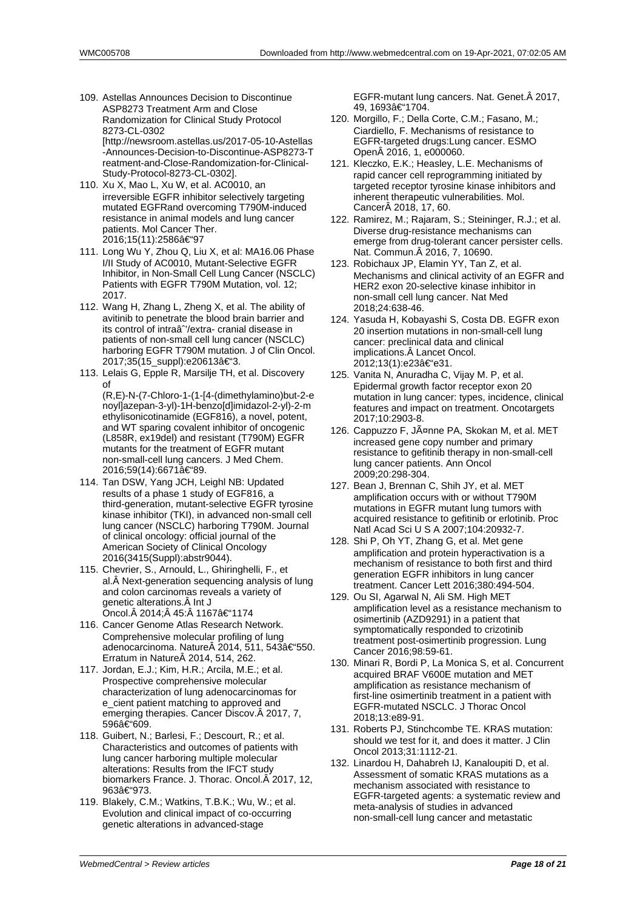109. Astellas Announces Decision to Discontinue ASP8273 Treatment Arm and Close Randomization for Clinical Study Protocol 8273-CL-0302 [http://newsroom.astellas.us/2017-05-10-Astellas-Announces-Decision-to-Discontinue-ASP8273-Treatment-and-Close-Randomization-for-Clinical-Study-Protocol-8273-CL-0302].
110. Xu X, Mao L, Xu W, et al. AC0010, an irreversible EGFR inhibitor selectively targeting mutated EGFRand overcoming T790M-induced resistance in animal models and lung cancer patients. Mol Cancer Ther. 2016;15(11):2586â€"97
111. Long Wu Y, Zhou Q, Liu X, et al: MA16.06 Phase I/II Study of AC0010, Mutant-Selective EGFR Inhibitor, in Non-Small Cell Lung Cancer (NSCLC) Patients with EGFR T790M Mutation, vol. 12; 2017.
112. Wang H, Zhang L, Zheng X, et al. The ability of avitinib to penetrate the blood brain barrier and its control of intraâˆ'/extra- cranial disease in patients of non-small cell lung cancer (NSCLC) harboring EGFR T790M mutation. J of Clin Oncol. 2017;35(15_suppl):e20613â€"3.
113. Lelais G, Epple R, Marsilje TH, et al. Discovery of (R,E)-N-(7-Chloro-1-(1-[4-(dimethylamino)but-2-enoyl]azepan-3-yl)-1H-benzo[d]imidazol-2-yl)-2-methylisonicotinamide (EGF816), a novel, potent, and WT sparing covalent inhibitor of oncogenic (L858R, ex19del) and resistant (T790M) EGFR mutants for the treatment of EGFR mutant non-small-cell lung cancers. J Med Chem. 2016;59(14):6671â€"89.
114. Tan DSW, Yang JCH, Leighl NB: Updated results of a phase 1 study of EGF816, a third-generation, mutant-selective EGFR tyrosine kinase inhibitor (TKI), in advanced non-small cell lung cancer (NSCLC) harboring T790M. Journal of clinical oncology: official journal of the American Society of Clinical Oncology 2016(3415(Suppl):abstr9044).
115. Chevrier, S., Arnould, L., Ghiringhelli, F., et al.Â Next-generation sequencing analysis of lung and colon carcinomas reveals a variety of genetic alterations.Â Int J Oncol.Â 2014;Â 45:Â 1167â€"1174
116. Cancer Genome Atlas Research Network. Comprehensive molecular profiling of lung adenocarcinoma. NatureÂ 2014, 511, 543â€"550. Erratum in NatureÂ 2014, 514, 262.
117. Jordan, E.J.; Kim, H.R.; Arcila, M.E.; et al. Prospective comprehensive molecular characterization of lung adenocarcinomas for e_cient patient matching to approved and emerging therapies. Cancer Discov.Â 2017, 7, 596â€"609.
118. Guibert, N.; Barlesi, F.; Descourt, R.; et al. Characteristics and outcomes of patients with lung cancer harboring multiple molecular alterations: Results from the IFCT study biomarkers France. J. Thorac. Oncol.Â 2017, 12, 963â€"973.
119. Blakely, C.M.; Watkins, T.B.K.; Wu, W.; et al. Evolution and clinical impact of co-occurring genetic alterations in advanced-stage EGFR-mutant lung cancers. Nat. Genet.Â 2017, 49, 1693â€"1704.
120. Morgillo, F.; Della Corte, C.M.; Fasano, M.; Ciardiello, F. Mechanisms of resistance to EGFR-targeted drugs:Lung cancer. ESMO OpenÂ 2016, 1, e000060.
121. Kleczko, E.K.; Heasley, L.E. Mechanisms of rapid cancer cell reprogramming initiated by targeted receptor tyrosine kinase inhibitors and inherent therapeutic vulnerabilities. Mol. CancerÂ 2018, 17, 60.
122. Ramirez, M.; Rajaram, S.; Steininger, R.J.; et al. Diverse drug-resistance mechanisms can emerge from drug-tolerant cancer persister cells. Nat. Commun.Â 2016, 7, 10690.
123. Robichaux JP, Elamin YY, Tan Z, et al. Mechanisms and clinical activity of an EGFR and HER2 exon 20-selective kinase inhibitor in non-small cell lung cancer. Nat Med 2018;24:638-46.
124. Yasuda H, Kobayashi S, Costa DB. EGFR exon 20 insertion mutations in non-small-cell lung cancer: preclinical data and clinical implications.Â Lancet Oncol. 2012;13(1):e23â€"e31.
125. Vanita N, Anuradha C, Vijay M. P, et al. Epidermal growth factor receptor exon 20 mutation in lung cancer: types, incidence, clinical features and impact on treatment. Oncotargets 2017;10:2903-8.
126. Cappuzzo F, JÃ¤nne PA, Skokan M, et al. MET increased gene copy number and primary resistance to gefitinib therapy in non-small-cell lung cancer patients. Ann Oncol 2009;20:298-304.
127. Bean J, Brennan C, Shih JY, et al. MET amplification occurs with or without T790M mutations in EGFR mutant lung tumors with acquired resistance to gefitinib or erlotinib. Proc Natl Acad Sci U S A 2007;104:20932-7.
128. Shi P, Oh YT, Zhang G, et al. Met gene amplification and protein hyperactivation is a mechanism of resistance to both first and third generation EGFR inhibitors in lung cancer treatment. Cancer Lett 2016;380:494-504.
129. Ou SI, Agarwal N, Ali SM. High MET amplification level as a resistance mechanism to osimertinib (AZD9291) in a patient that symptomatically responded to crizotinib treatment post-osimertinib progression. Lung Cancer 2016;98:59-61.
130. Minari R, Bordi P, La Monica S, et al. Concurrent acquired BRAF V600E mutation and MET amplification as resistance mechanism of first-line osimertinib treatment in a patient with EGFR-mutated NSCLC. J Thorac Oncol 2018;13:e89-91.
131. Roberts PJ, Stinchcombe TE. KRAS mutation: should we test for it, and does it matter. J Clin Oncol 2013;31:1112-21.
132. Linardou H, Dahabreh IJ, Kanaloupiti D, et al. Assessment of somatic KRAS mutations as a mechanism associated with resistance to EGFR-targeted agents: a systematic review and meta-analysis of studies in advanced non-small-cell lung cancer and metastatic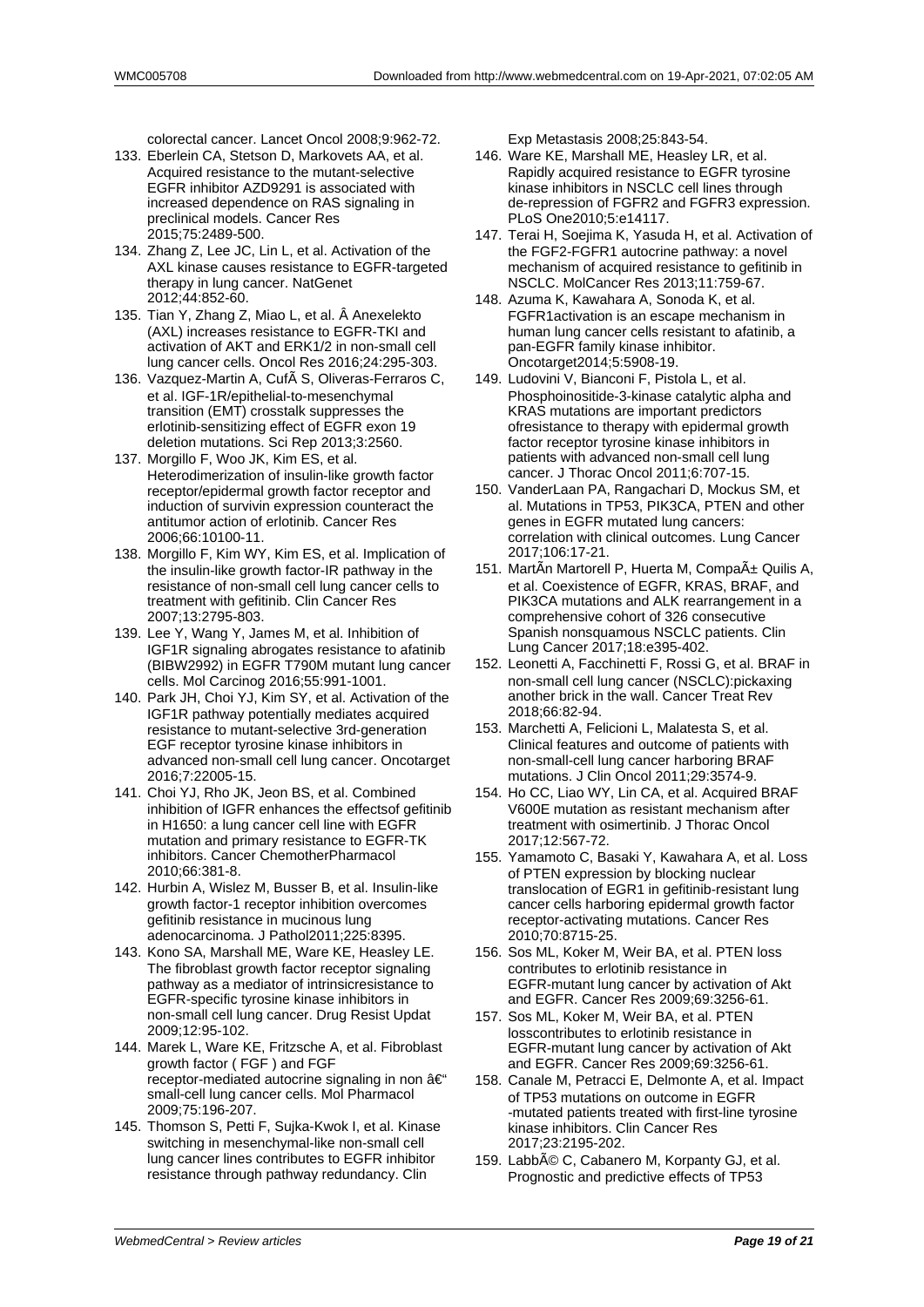colorectal cancer. Lancet Oncol 2008;9:962-72.

133. Eberlein CA, Stetson D, Markovets AA, et al. Acquired resistance to the mutant-selective EGFR inhibitor AZD9291 is associated with increased dependence on RAS signaling in preclinical models. Cancer Res 2015;75:2489-500.
134. Zhang Z, Lee JC, Lin L, et al. Activation of the AXL kinase causes resistance to EGFR-targeted therapy in lung cancer. NatGenet 2012;44:852-60.
135. Tian Y, Zhang Z, Miao L, et al. Â Anexelekto (AXL) increases resistance to EGFR-TKI and activation of AKT and ERK1/2 in non-small cell lung cancer cells. Oncol Res 2016;24:295-303.
136. Vazquez-Martin A, CufÃ S, Oliveras-Ferraros C, et al. IGF-1R/epithelial-to-mesenchymal transition (EMT) crosstalk suppresses the erlotinib-sensitizing effect of EGFR exon 19 deletion mutations. Sci Rep 2013;3:2560.
137. Morgillo F, Woo JK, Kim ES, et al. Heterodimerization of insulin-like growth factor receptor/epidermal growth factor receptor and induction of survivin expression counteract the antitumor action of erlotinib. Cancer Res 2006;66:10100-11.
138. Morgillo F, Kim WY, Kim ES, et al. Implication of the insulin-like growth factor-IR pathway in the resistance of non-small cell lung cancer cells to treatment with gefitinib. Clin Cancer Res 2007;13:2795-803.
139. Lee Y, Wang Y, James M, et al. Inhibition of IGF1R signaling abrogates resistance to afatinib (BIBW2992) in EGFR T790M mutant lung cancer cells. Mol Carcinog 2016;55:991-1001.
140. Park JH, Choi YJ, Kim SY, et al. Activation of the IGF1R pathway potentially mediates acquired resistance to mutant-selective 3rd-generation EGF receptor tyrosine kinase inhibitors in advanced non-small cell lung cancer. Oncotarget 2016;7:22005-15.
141. Choi YJ, Rho JK, Jeon BS, et al. Combined inhibition of IGFR enhances the effectsof gefitinib in H1650: a lung cancer cell line with EGFR mutation and primary resistance to EGFR-TK inhibitors. Cancer ChemotherPharmacol 2010;66:381-8.
142. Hurbin A, Wislez M, Busser B, et al. Insulin-like growth factor-1 receptor inhibition overcomes gefitinib resistance in mucinous lung adenocarcinoma. J Pathol2011;225:8395.
143. Kono SA, Marshall ME, Ware KE, Heasley LE. The fibroblast growth factor receptor signaling pathway as a mediator of intrinsicresistance to EGFR-specific tyrosine kinase inhibitors in non-small cell lung cancer. Drug Resist Updat 2009;12:95-102.
144. Marek L, Ware KE, Fritzsche A, et al. Fibroblast growth factor ( FGF ) and FGF receptor-mediated autocrine signaling in non â€" small-cell lung cancer cells. Mol Pharmacol 2009;75:196-207.
145. Thomson S, Petti F, Sujka-Kwok I, et al. Kinase switching in mesenchymal-like non-small cell lung cancer lines contributes to EGFR inhibitor resistance through pathway redundancy. Clin Exp Metastasis 2008;25:843-54.
146. Ware KE, Marshall ME, Heasley LR, et al. Rapidly acquired resistance to EGFR tyrosine kinase inhibitors in NSCLC cell lines through de-repression of FGFR2 and FGFR3 expression. PLoS One2010;5:e14117.
147. Terai H, Soejima K, Yasuda H, et al. Activation of the FGF2-FGFR1 autocrine pathway: a novel mechanism of acquired resistance to gefitinib in NSCLC. MolCancer Res 2013;11:759-67.
148. Azuma K, Kawahara A, Sonoda K, et al. FGFR1activation is an escape mechanism in human lung cancer cells resistant to afatinib, a pan-EGFR family kinase inhibitor. Oncotarget2014;5:5908-19.
149. Ludovini V, Bianconi F, Pistola L, et al. Phosphoinositide-3-kinase catalytic alpha and KRAS mutations are important predictors ofresistance to therapy with epidermal growth factor receptor tyrosine kinase inhibitors in patients with advanced non-small cell lung cancer. J Thorac Oncol 2011;6:707-15.
150. VanderLaan PA, Rangachari D, Mockus SM, et al. Mutations in TP53, PIK3CA, PTEN and other genes in EGFR mutated lung cancers: correlation with clinical outcomes. Lung Cancer 2017;106:17-21.
151. MartÃn Martorell P, Huerta M, CompaÃ± Quilis A, et al. Coexistence of EGFR, KRAS, BRAF, and PIK3CA mutations and ALK rearrangement in a comprehensive cohort of 326 consecutive Spanish nonsquamous NSCLC patients. Clin Lung Cancer 2017;18:e395-402.
152. Leonetti A, Facchinetti F, Rossi G, et al. BRAF in non-small cell lung cancer (NSCLC):pickaxing another brick in the wall. Cancer Treat Rev 2018;66:82-94.
153. Marchetti A, Felicioni L, Malatesta S, et al. Clinical features and outcome of patients with non-small-cell lung cancer harboring BRAF mutations. J Clin Oncol 2011;29:3574-9.
154. Ho CC, Liao WY, Lin CA, et al. Acquired BRAF V600E mutation as resistant mechanism after treatment with osimertinib. J Thorac Oncol 2017;12:567-72.
155. Yamamoto C, Basaki Y, Kawahara A, et al. Loss of PTEN expression by blocking nuclear translocation of EGR1 in gefitinib-resistant lung cancer cells harboring epidermal growth factor receptor-activating mutations. Cancer Res 2010;70:8715-25.
156. Sos ML, Koker M, Weir BA, et al. PTEN loss contributes to erlotinib resistance in EGFR-mutant lung cancer by activation of Akt and EGFR. Cancer Res 2009;69:3256-61.
157. Sos ML, Koker M, Weir BA, et al. PTEN losscontributes to erlotinib resistance in EGFR-mutant lung cancer by activation of Akt and EGFR. Cancer Res 2009;69:3256-61.
158. Canale M, Petracci E, Delmonte A, et al. Impact of TP53 mutations on outcome in EGFR -mutated patients treated with first-line tyrosine kinase inhibitors. Clin Cancer Res 2017;23:2195-202.
159. LabbÃ© C, Cabanero M, Korpanty GJ, et al. Prognostic and predictive effects of TP53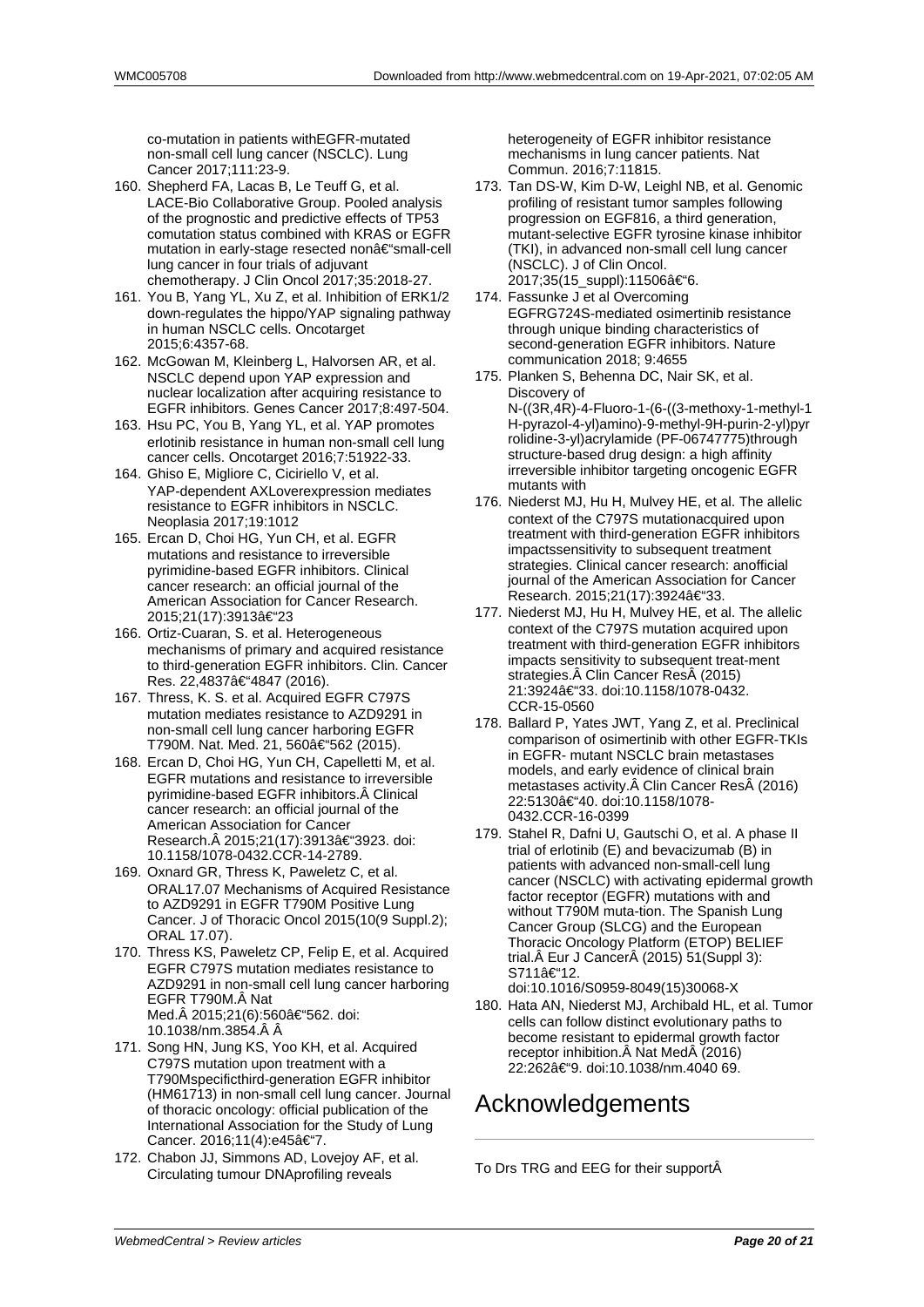co-mutation in patients withEGFR-mutated non-small cell lung cancer (NSCLC). Lung Cancer 2017;111:23-9.

160. Shepherd FA, Lacas B, Le Teuff G, et al. LACE-Bio Collaborative Group. Pooled analysis of the prognostic and predictive effects of TP53 comutation status combined with KRAS or EGFR mutation in early-stage resected nonâ€“small-cell lung cancer in four trials of adjuvant chemotherapy. J Clin Oncol 2017;35:2018-27.
161. You B, Yang YL, Xu Z, et al. Inhibition of ERK1/2 down-regulates the hippo/YAP signaling pathway in human NSCLC cells. Oncotarget 2015;6:4357-68.
162. McGowan M, Kleinberg L, Halvorsen AR, et al. NSCLC depend upon YAP expression and nuclear localization after acquiring resistance to EGFR inhibitors. Genes Cancer 2017;8:497-504.
163. Hsu PC, You B, Yang YL, et al. YAP promotes erlotinib resistance in human non-small cell lung cancer cells. Oncotarget 2016;7:51922-33.
164. Ghiso E, Migliore C, Ciciriello V, et al. YAP-dependent AXLoverexpression mediates resistance to EGFR inhibitors in NSCLC. Neoplasia 2017;19:1012
165. Ercan D, Choi HG, Yun CH, et al. EGFR mutations and resistance to irreversible pyrimidine-based EGFR inhibitors. Clinical cancer research: an official journal of the American Association for Cancer Research. 2015;21(17):3913â€“23
166. Ortiz-Cuaran, S. et al. Heterogeneous mechanisms of primary and acquired resistance to third-generation EGFR inhibitors. Clin. Cancer Res. 22,4837â€“4847 (2016).
167. Thress, K. S. et al. Acquired EGFR C797S mutation mediates resistance to AZD9291 in non-small cell lung cancer harboring EGFR T790M. Nat. Med. 21, 560â€“562 (2015).
168. Ercan D, Choi HG, Yun CH, Capelletti M, et al. EGFR mutations and resistance to irreversible pyrimidine-based EGFR inhibitors.Â Clinical cancer research: an official journal of the American Association for Cancer Research.Â 2015;21(17):3913â€“3923. doi: 10.1158/1078-0432.CCR-14-2789.
169. Oxnard GR, Thress K, Paweletz C, et al. ORAL17.07 Mechanisms of Acquired Resistance to AZD9291 in EGFR T790M Positive Lung Cancer. J of Thoracic Oncol 2015(10(9 Suppl.2); ORAL 17.07).
170. Thress KS, Paweletz CP, Felip E, et al. Acquired EGFR C797S mutation mediates resistance to AZD9291 in non-small cell lung cancer harboring EGFR T790M.Â Nat Med.Â 2015;21(6):560â€“562. doi: 10.1038/nm.3854.Â Â
171. Song HN, Jung KS, Yoo KH, et al. Acquired C797S mutation upon treatment with a T790Mspecificthird-generation EGFR inhibitor (HM61713) in non-small cell lung cancer. Journal of thoracic oncology: official publication of the International Association for the Study of Lung Cancer. 2016;11(4):e45â€“7.
172. Chabon JJ, Simmons AD, Lovejoy AF, et al. Circulating tumour DNAprofiling reveals heterogeneity of EGFR inhibitor resistance mechanisms in lung cancer patients. Nat Commun. 2016;7:11815.
173. Tan DS-W, Kim D-W, Leighl NB, et al. Genomic profiling of resistant tumor samples following progression on EGF816, a third generation, mutant-selective EGFR tyrosine kinase inhibitor (TKI), in advanced non-small cell lung cancer (NSCLC). J of Clin Oncol. 2017;35(15_suppl):11506â€“6.
174. Fassunke J et al Overcoming EGFRG724S-mediated osimertinib resistance through unique binding characteristics of second-generation EGFR inhibitors. Nature communication 2018; 9:4655
175. Planken S, Behenna DC, Nair SK, et al. Discovery of N-((3R,4R)-4-Fluoro-1-(6-((3-methoxy-1-methyl-1H-pyrazol-4-yl)amino)-9-methyl-9H-purin-2-yl)pyrrolidine-3-yl)acrylamide (PF-06747775)through structure-based drug design: a high affinity irreversible inhibitor targeting oncogenic EGFR mutants with
176. Niederst MJ, Hu H, Mulvey HE, et al. The allelic context of the C797S mutationacquired upon treatment with third-generation EGFR inhibitors impactssensitivity to subsequent treatment strategies. Clinical cancer research: anofficial journal of the American Association for Cancer Research. 2015;21(17):3924â€“33.
177. Niederst MJ, Hu H, Mulvey HE, et al. The allelic context of the C797S mutation acquired upon treatment with third-generation EGFR inhibitors impacts sensitivity to subsequent treat-ment strategies.Â Clin Cancer ResÂ (2015) 21:3924â€“33. doi:10.1158/1078-0432. CCR-15-0560
178. Ballard P, Yates JWT, Yang Z, et al. Preclinical comparison of osimertinib with other EGFR-TKIs in EGFR- mutant NSCLC brain metastases models, and early evidence of clinical brain metastases activity.Â Clin Cancer ResÂ (2016) 22:5130â€“40. doi:10.1158/1078-0432.CCR-16-0399
179. Stahel R, Dafni U, Gautschi O, et al. A phase II trial of erlotinib (E) and bevacizumab (B) in patients with advanced non-small-cell lung cancer (NSCLC) with activating epidermal growth factor receptor (EGFR) mutations with and without T790M muta-tion. The Spanish Lung Cancer Group (SLCG) and the European Thoracic Oncology Platform (ETOP) BELIEF trial.Â Eur J CancerÂ (2015) 51(Suppl 3): S711â€“12. doi:10.1016/S0959-8049(15)30068-X
180. Hata AN, Niederst MJ, Archibald HL, et al. Tumor cells can follow distinct evolutionary paths to become resistant to epidermal growth factor receptor inhibition.Â Nat MedÂ (2016) 22:262â€“9. doi:10.1038/nm.4040 69.

# Acknowledgements

To Drs TRG and EEG for their supportÂ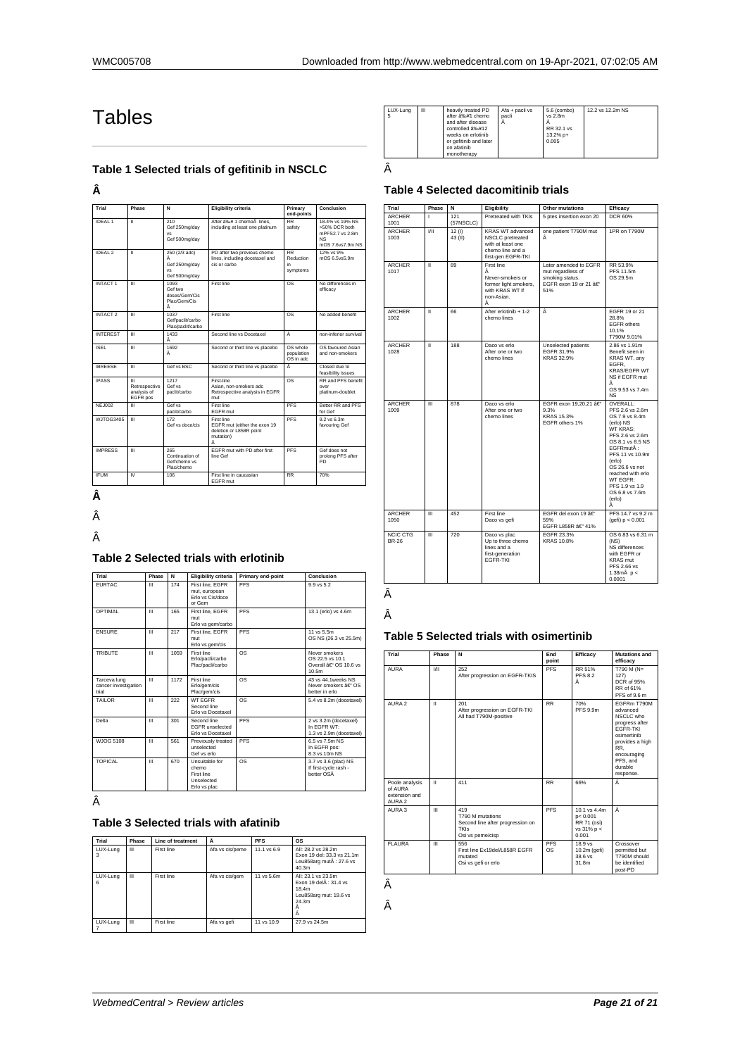# Tables

### Table 1 Selected trials of gefitinib in NSCLC

Â

| Trial | Phase | N | Eligibility criteria | Primary end-points | Conclusion |
|---|---|---|---|---|---|
| IDEAL 1 | II | 210 Gef 250mg/day vs Gef 500mg/day | After â‰¥ 1 chemoÂ lines, including at least one platinum | RR safety | 18.4% vs 19% NS >50% DCR both mPFS2.7 vs 2.8m NS mOS 7.6vs7.9m NS |
| IDEAL 2 | II | 250 (2/3 adc) Â Gef 250mg/day vs Gef 500mg/day | PD after two previous chemo lines, including docetaxel and cis or carbo | RR Reduction in symptoms | 12% vs 9% mOS 6.5vs5.9m |
| INTACT 1 | III | 1093 Gef two doses/Gem/Cis Plac/Gem/Cis Â | First line | OS | No differences in efficacy |
| INTACT 2 | III | 1037 Gef/paclit/carbo Plac/paclit/carbo | First line | OS | No added benefit |
| INTEREST | III | 1433 Â | Second line vs Docetaxel | Â | non-inferior survival |
| ISEL | III | 1692 Â | Second or third line vs placebo | OS whole population OS in adc | OS favoured Asian and non-smokers |
| IBREESE | III | Gef vs BSC | Second or third line vs placebo | Â | Closed due to feasibility issues |
| IPASS | III Retrospective analysis of EGFR pos | 1217 Gef vs paclit/carbo | First-line Asian, non-smokers adc Retrospective analysis in EGFR mut | OS | RR and PFS benefit over platinum-doublet |
| NEJ002 | III | Gef vs paclit/carbo | First line EGFR mut | PFS | Better RR and PFS for Gef |
| WJTOG3405 | III | 172 Gef vs doce/cis | First line EGFR mut (either the exon 19 deletion or L858R point mutation) Â | PFS | 9.2 vs 6.3m favouring Gef |
| IMPRESS | III | 265 Continuation of Gef/chemo vs Plac/chemo | EGFR mut with PD after first line Gef | PFS | Gef does not prolong PFS after PD |
| IFUM | IV | 106 | First line in caucasian EGFR mut | RR | 70% |

### Â

Â

Â

### Table 2 Selected trials with erlotinib

| Trial | Phase | N | Eligibility criteria | Primary end-point | Conclusion |
|---|---|---|---|---|---|
| EURTAC | III | 174 | First line, EGFR mut, european Erlo vs Cis/doce or Gem | PFS | 9.9 vs 5.2 |
| OPTIMAL | III | 165 | First line, EGFR mut Erlo vs gem/carbo | PFS | 13.1 (erlo) vs 4.6m |
| ENSURE | III | 217 | First line, EGFR mut Erlo vs gem/cis | PFS | 11 vs 5.5m OS NS (26.3 vs 25.5m) |
| TRIBUTE | III | 1059 | First line Erlo/pacli/carbo Plac/pacli/carbo | OS | Never smokers OS 22.5 vs 10.1 Overall â€" OS 10.6 vs 10.5m |
| Tarceva lung cancer investigation trial | III | 1172 | First line Erlo/gem/cis Plac/gem/cis | OS | 43 vs 44.1weeks NS Never smokers â€" OS better in erlo |
| TAILOR | III | 222 | WT EGFR Second line Erlo vs Docetaxel | OS | 5.4 vs 8.2m (docetaxel) |
| Delta | III | 301 | Second line EGFR unselected Erlo vs Docetaxel | PFS | 2 vs 3.2m (docetaxel) In EGFR WT: 1.3 vs 2.9m (docetaxel) |
| WJOG 5108 | III | 561 | Previously treated unselected Gef vs erlo | PFS | 6.5 vs 7.5m NS In EGFR pos: 8.3 vs 10m NS |
| TOPICAL | III | 670 | Unsuitable for chemo First line Unselected Erlo vs plac | OS | 3.7 vs 3.6 (plac) NS If first-cycle rash - better OSÂ |

Â

### Table 3 Selected trials with afatinib

| Trial | Phase | Line of treatment | Â | PFS | OS |
|---|---|---|---|---|---|
| LUX-Lung 3 | III | First line | Afa vs cis/peme | 11.1 vs 6.9 | All: 28.2 vs 28.2m Exon 19 del: 33.3 vs 21.1m Leu858arg mutÂ : 27.6 vs 40.3m |
| LUX-Lung 6 | III | First line | Afa vs cis/gem | 11 vs 5.6m | All: 23.1 vs 23.5m Exon 19 delÂ : 31.4 vs 18.4m Leu858arg mut: 19.6 vs 24.3m Â Â |
| LUX-Lung 7 | III | First line | Afa vs gefi | 11 vs 10.9 | 27.9 vs 24.5m |
| LUX-Lung 5 | III | heavily treated PD after â‰¥1 chemo and after disease controlled â‰¥12 weeks on erlotinib or gefitinib and later on afatinib monotherapy | Afa + pacli vs pacli Â | 5.6 (combo) vs 2.8m Â RR 32.1 vs 13.2% p= 0.005 | 12.2 vs 12.2m NS |

Â

### Table 4 Selected dacomitinib trials

| Trial | Phase | N | Eligibility | Other mutations | Efficacy |
|---|---|---|---|---|---|
| ARCHER 1001 | I | 121 (57NSCLC) | Pretreated with TKIs | 5 ptes insertion exon 20 | DCR 60% |
| ARCHER 1003 | I/II | 12 (I) 43 (II) | KRAS WT advanced NSCLC pretreated with at least one chemo line and a first-gen EGFR-TKI | one patient T790M mut Â | 1PR on T790M |
| ARCHER 1017 | II | 89 | First line Â Never-smokers or former light smokers, with KRAS WT if non-Asian. Â | Later amended to EGFR mut regardless of smoking status. EGFR exon 19 or 21 â€" 51% | RR 53.9% PFS 11.5m OS 29.5m |
| ARCHER 1002 | II | 66 | After erlotinib + 1-2 chemo lines | Â | EGFR 19 or 21 28.8% EGFR others 10.1% T790M 9.01% |
| ARCHER 1028 | II | 188 | Daco vs erlo After one or two chemo lines | Unselected patients EGFR 31.9% KRAS 32.9% | 2.86 vs 1.91m Benefit seen in KRAS WT, any EGFR, KRAS/EGFR WT NS if EGFR mut Â OS 9.53 vs 7.4m NS |
| ARCHER 1009 | III | 878 | Daco vs erlo After one or two chemo lines | EGFR exon 19,20,21 â€" 9.3% KRAS 15.3% EGFR others 1% | OVERALL: PFS 2.6 vs 2.6m OS 7.9 vs 8.4m (erlo) NS WT KRAS: PFS 2.6 vs 2.6m OS 8.1 vs 8.5 NS EGFRmutÂ : PFS 11 vs 10.9m (erlo) OS 26.6 vs not reached with erlo WT EGFR: PFS 1.9 vs 1.9 OS 6.8 vs 7.6m (erlo) Â |
| ARCHER 1050 | III | 452 | First line Daco vs gefi | EGFR del exon 19 â€" 59% EGFR L858R â€" 41% | PFS 14.7 vs 9.2 m (gefi) p < 0.001 |
| NCIC CTG BR-26 | III | 720 | Daco vs plac Up to three chemo lines and a first-generation EGFR-TKI | EGFR 23.3% KRAS 10.8% | OS 6.83 vs 6.31 m (NS) NS differences with EGFR or KRAS mut PFS 2.66 vs 1.38mÂ p < 0.0001 |

Â

Â

### Table 5 Selected trials with osimertinib

| Trial | Phase | N | End point | Efficacy | Mutations and efficacy |
|---|---|---|---|---|---|
| AURA | I/II | 252 After progression on EGFR-TKIS | PFS | RR 51% PFS 8.2 Â | T790 M (N= 127) DCR of 95% RR of 61% PFS of 9.6 m |
| AURA 2 | II | 201 After progression on EGFR-TKI All had T790M-positive | RR | 70% PFS 9.9m | EGFRm T790M advanced NSCLC who progress after EGFR-TKI osimertinib provides a high RR, encouraging PFS, and durable response. |
| Poole analysis of AURA extension and AURA 2 | II | 411 | RR | 66% | Â |
| AURA 3 | III | 419 T790 M mutations Second line after progression on TKIs Osi vs peme/cisp | PFS | 10.1 vs 4.4m p< 0.001 RR 71 (osi) vs 31% p < 0.001 | Â |
| FLAURA | III | 556 First line Ex19del/L858R EGFR mutated Osi vs gefi or erlo | PFS OS | 18.9 vs 10.2m (gefi) 38.6 vs 31.8m | Crossover permitted but T790M should be identified post-PD |

Â

Â